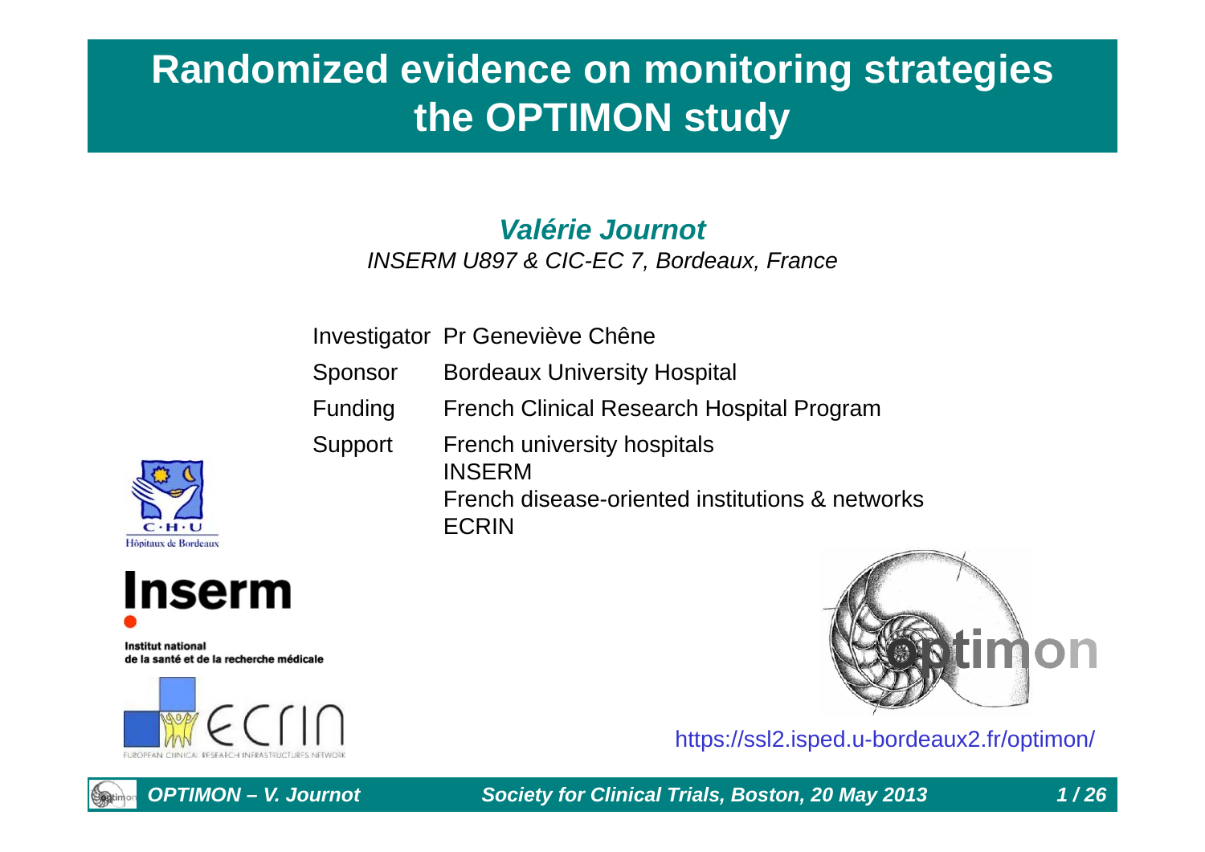# Randomized evidence on monitoring strategies the OPTIMON study

***Valérie Journot***

*INSERM U897 & CIC-EC 7, Bordeaux, France*

| | |
|---|---|
| Investigator | Pr Geneviève Chêne |
| Sponsor | Bordeaux University Hospital |
| Funding | French Clinical Research Hospital Program |
| Support | French university hospitals<br>INSERM<br>French disease-oriented institutions & networks<br>ECRIN |

https://ssl2.isped.u-bordeaux2.fr/optimon/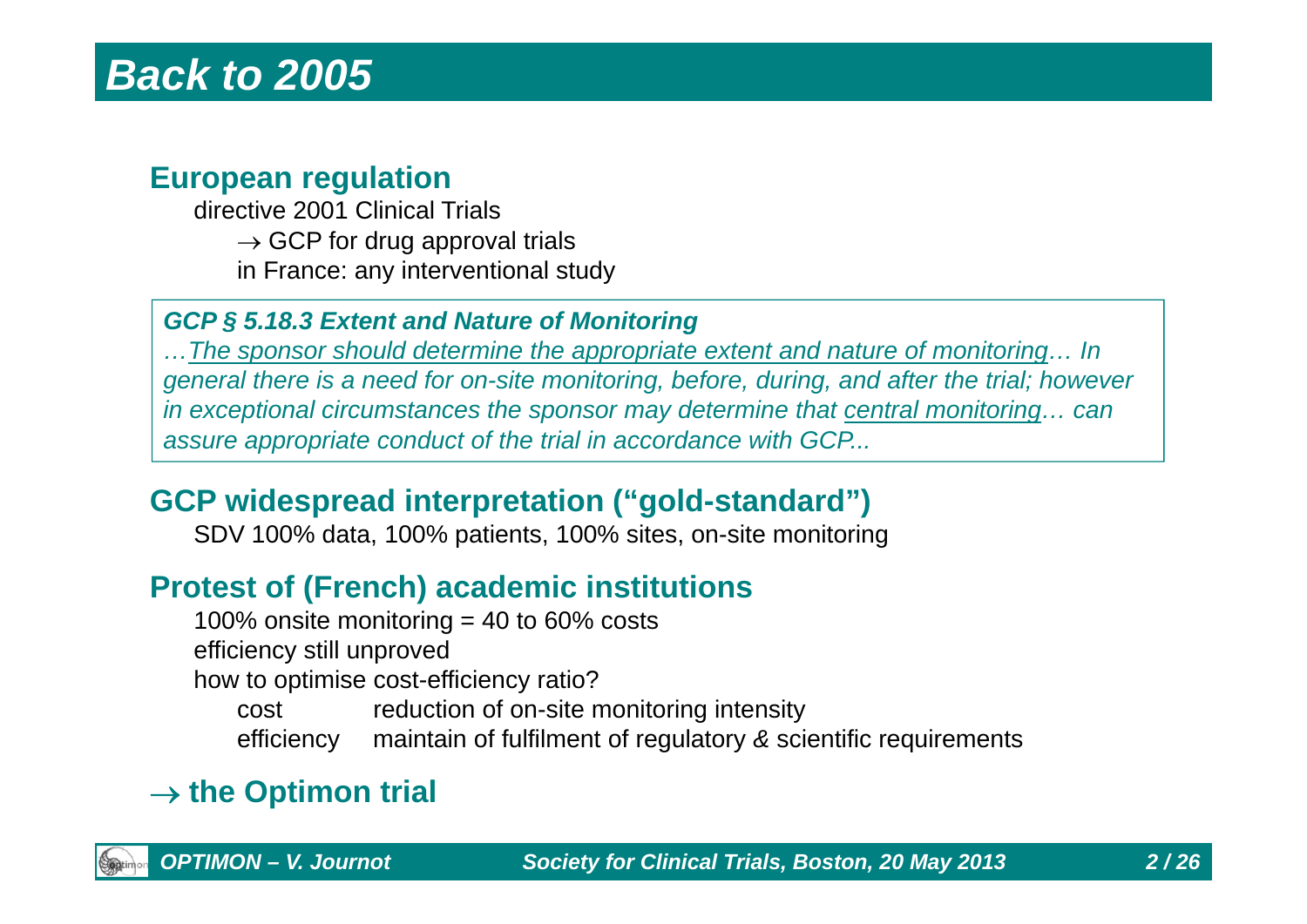# Back to 2005

## European regulation

directive 2001 Clinical Trials

→ GCP for drug approval trials

in France: any interventional study

> ***GCP § 5.18.3 Extent and Nature of Monitoring***
>
> *…The sponsor should determine the appropriate extent and nature of monitoring… In general there is a need for on-site monitoring, before, during, and after the trial; however in exceptional circumstances the sponsor may determine that central monitoring… can assure appropriate conduct of the trial in accordance with GCP...*

## GCP widespread interpretation ("gold-standard")

SDV 100% data, 100% patients, 100% sites, on-site monitoring

## Protest of (French) academic institutions

100% onsite monitoring = 40 to 60% costs

efficiency still unproved

how to optimise cost-efficiency ratio?

- cost — reduction of on-site monitoring intensity
- efficiency — maintain of fulfilment of regulatory & scientific requirements

## → the Optimon trial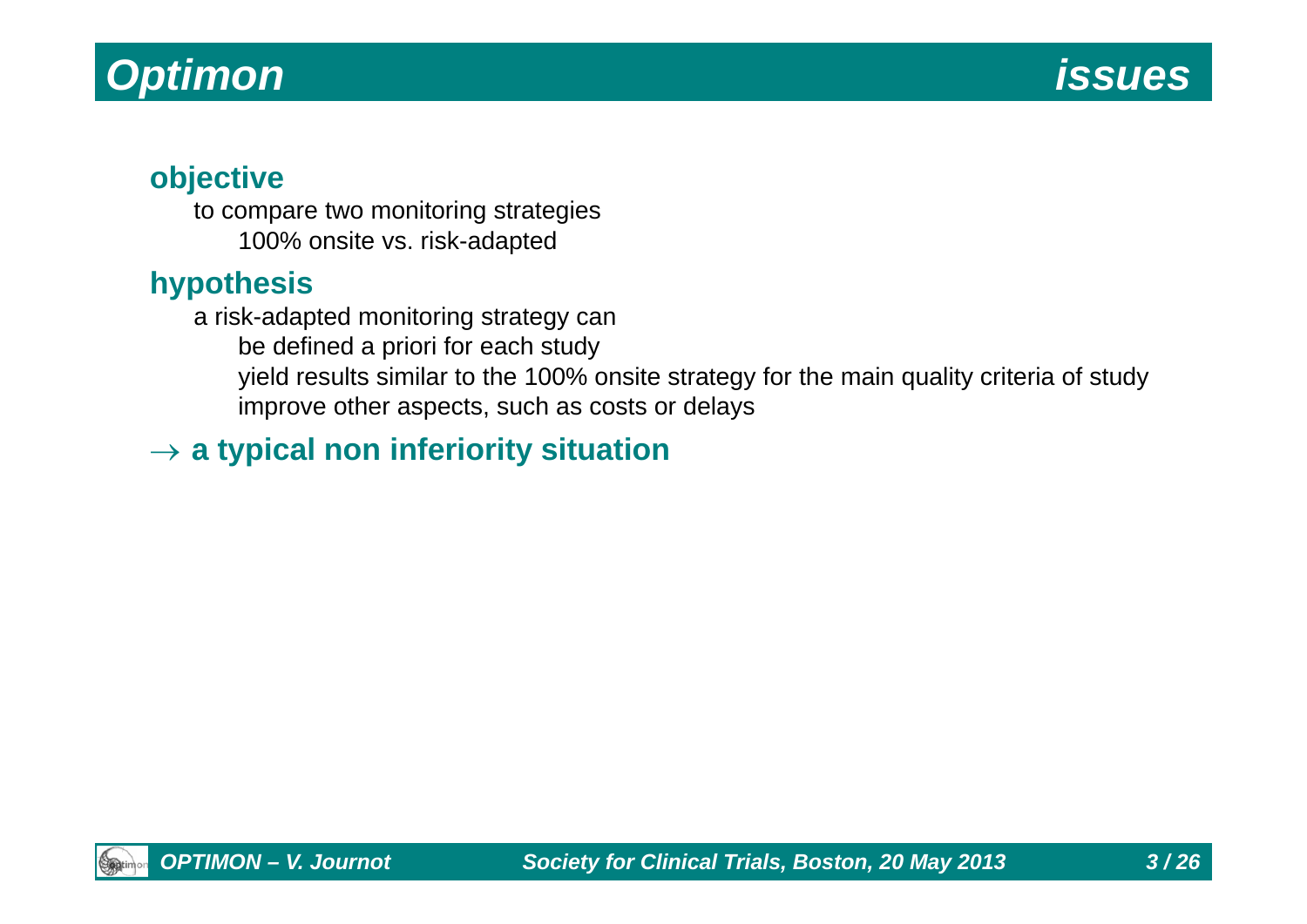# Optimon — issues

## objective

to compare two monitoring strategies

- 100% onsite vs. risk-adapted

## hypothesis

a risk-adapted monitoring strategy can

- be defined a priori for each study
- yield results similar to the 100% onsite strategy for the main quality criteria of study
- improve other aspects, such as costs or delays

**→ a typical non inferiority situation**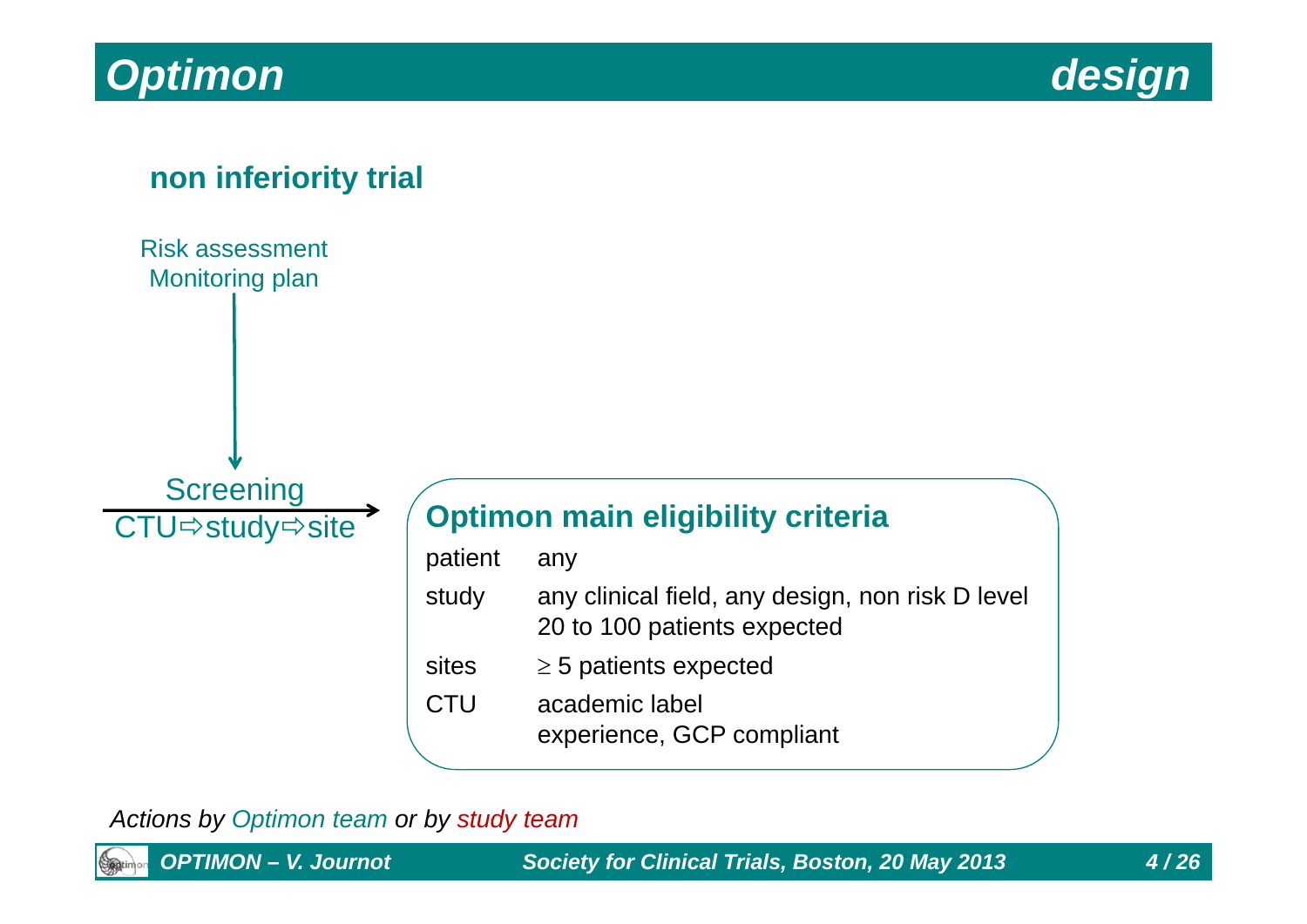# Optimon design

## non inferiority trial

Risk assessment
Monitoring plan

Screening
CTU ⇨ study ⇨ site

### Optimon main eligibility criteria

| | |
|---|---|
| patient | any |
| study | any clinical field, any design, non risk D level<br>20 to 100 patients expected |
| sites | $\geq$ 5 patients expected |
| CTU | academic label<br>experience, GCP compliant |

*Actions by Optimon team or by study team*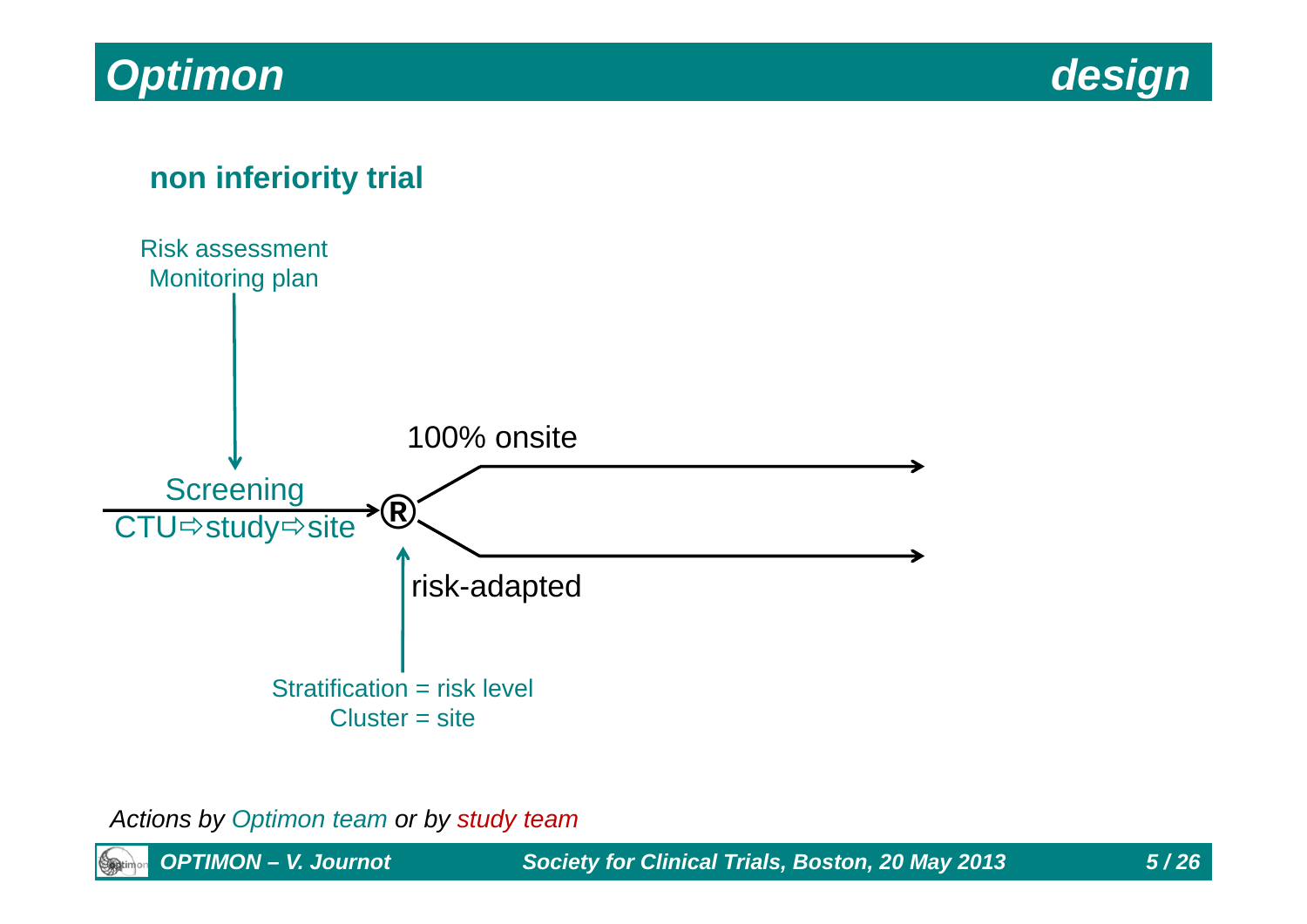# Optimon design

**non inferiority trial**

Risk assessment
Monitoring plan

Screening
CTU⇨study⇨site

®

100% onsite

risk-adapted

Stratification = risk level
Cluster = site

*Actions by Optimon team or by study team*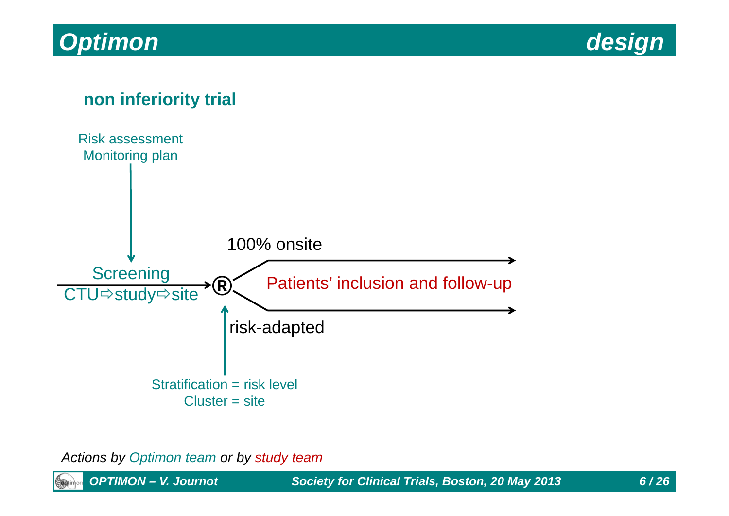# Optimon design

## non inferiority trial

Risk assessment
Monitoring plan

Screening
CTU⇨study⇨site

®

100% onsite

Patients' inclusion and follow-up

risk-adapted

Stratification = risk level
Cluster = site

*Actions by Optimon team or by study team*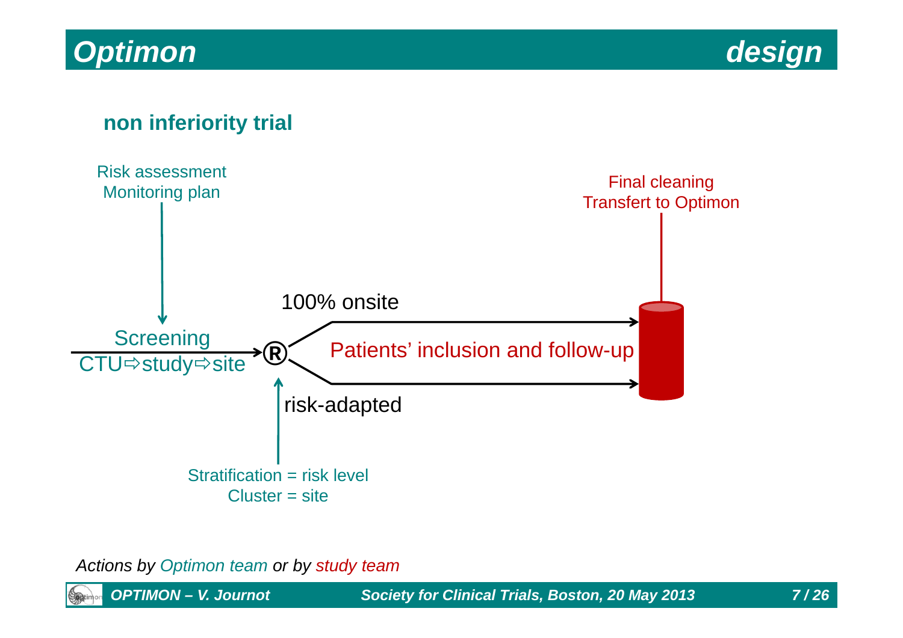# Optimon design

## non inferiority trial

Risk assessment
Monitoring plan

Final cleaning
Transfert to Optimon

100% onsite

Screening
CTU⇨study⇨site

Ⓡ

Patients' inclusion and follow-up

risk-adapted

Stratification = risk level
Cluster = site

*Actions by Optimon team or by study team*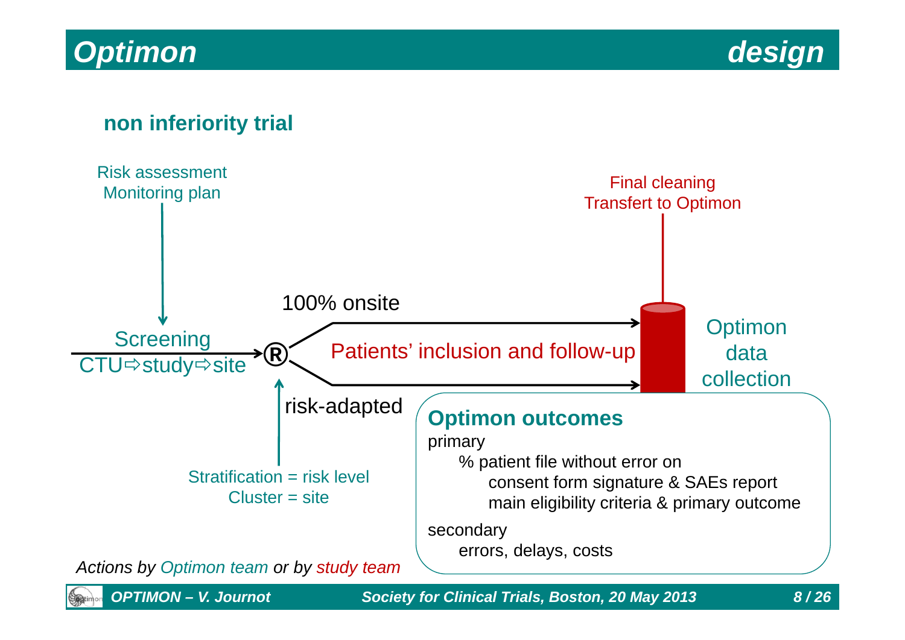# Optimon design

## non inferiority trial

Risk assessment
Monitoring plan

Screening
CTU⇨study⇨site

®

100% onsite

Patients' inclusion and follow-up

risk-adapted

Stratification = risk level
Cluster = site

Final cleaning
Transfert to Optimon

Optimon data collection

**Optimon outcomes**

primary

- % patient file without error on
  - consent form signature & SAEs report
  - main eligibility criteria & primary outcome

secondary

- errors, delays, costs

*Actions by Optimon team or by study team*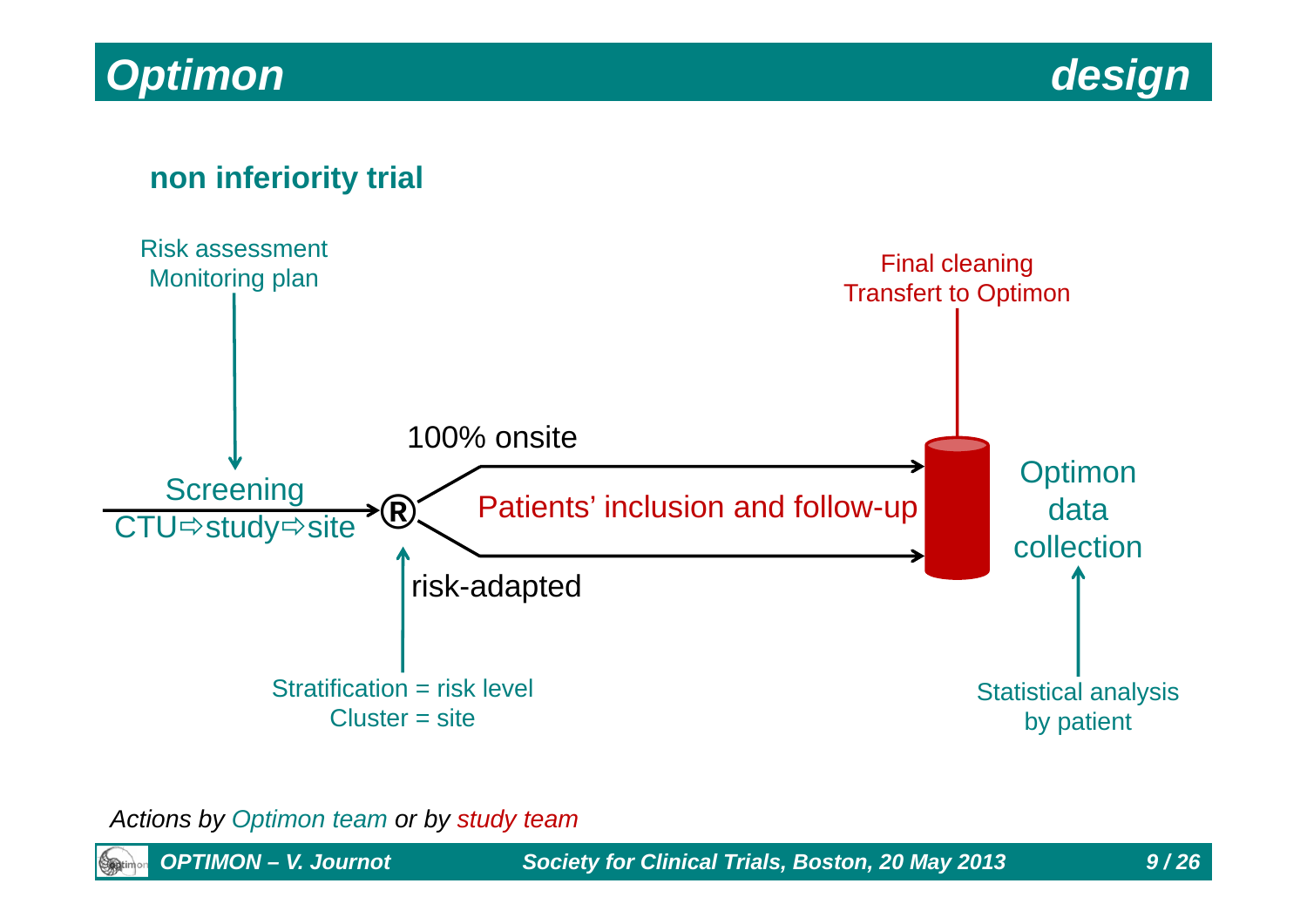# Optimon design

**non inferiority trial**

Risk assessment
Monitoring plan

Screening
CTU⇨study⇨site

R

100% onsite

Patients' inclusion and follow-up

risk-adapted

Stratification = risk level
Cluster = site

Final cleaning
Transfert to Optimon

Optimon
data
collection

Statistical analysis
by patient

*Actions by Optimon team or by study team*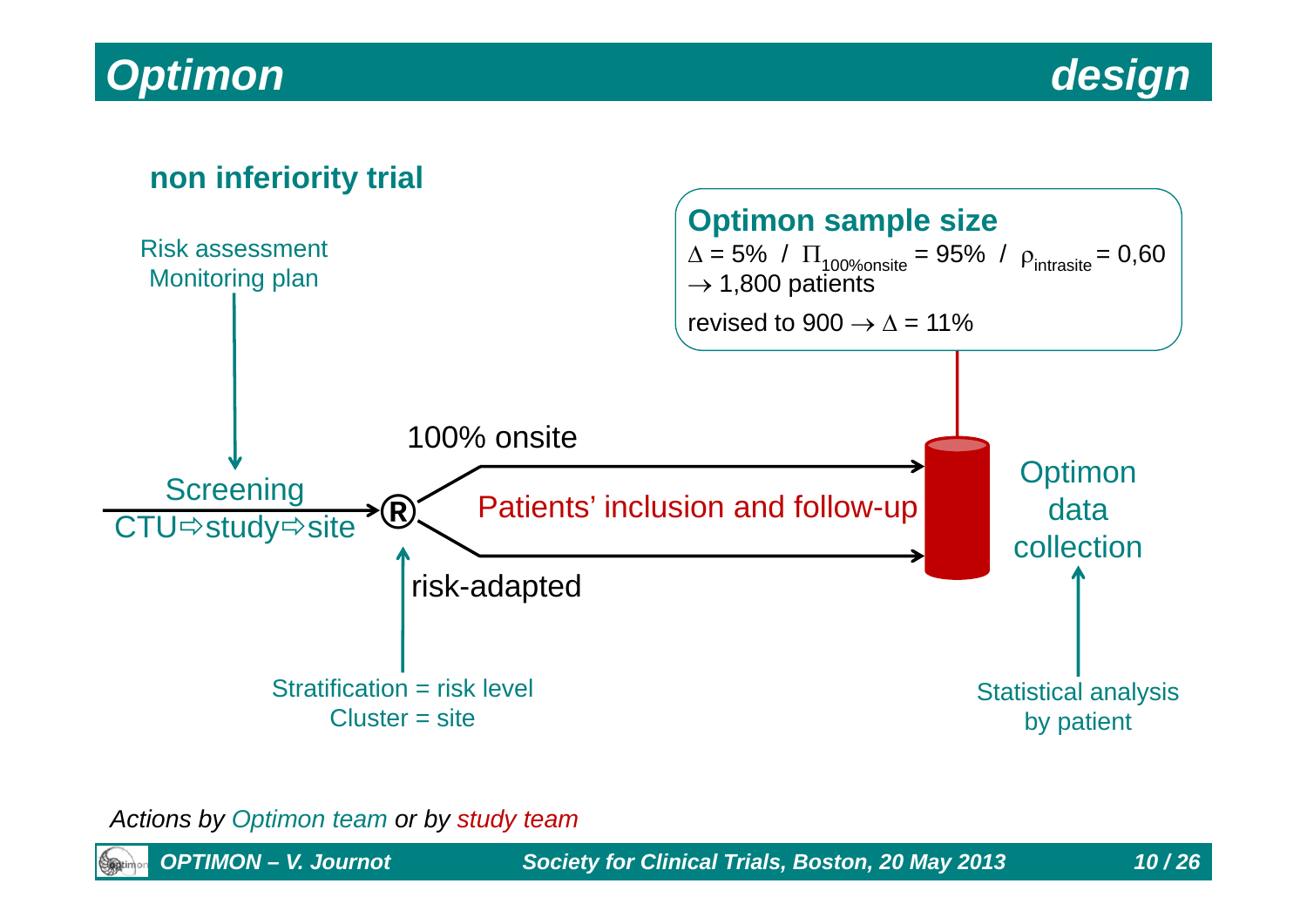# Optimon design

## non inferiority trial

Risk assessment
Monitoring plan

Screening
CTU ⇨ study ⇨ site

Ⓡ

100% onsite

Patients' inclusion and follow-up

risk-adapted

Stratification = risk level
Cluster = site

**Optimon sample size**

$\Delta$ = 5% / $\Pi_{100\%onsite}$ = 95% / $\rho_{intrasite}$ = 0,60
$\rightarrow$ 1,800 patients

revised to 900 $\rightarrow$ $\Delta$ = 11%

Optimon data collection

Statistical analysis by patient

*Actions by Optimon team or by study team*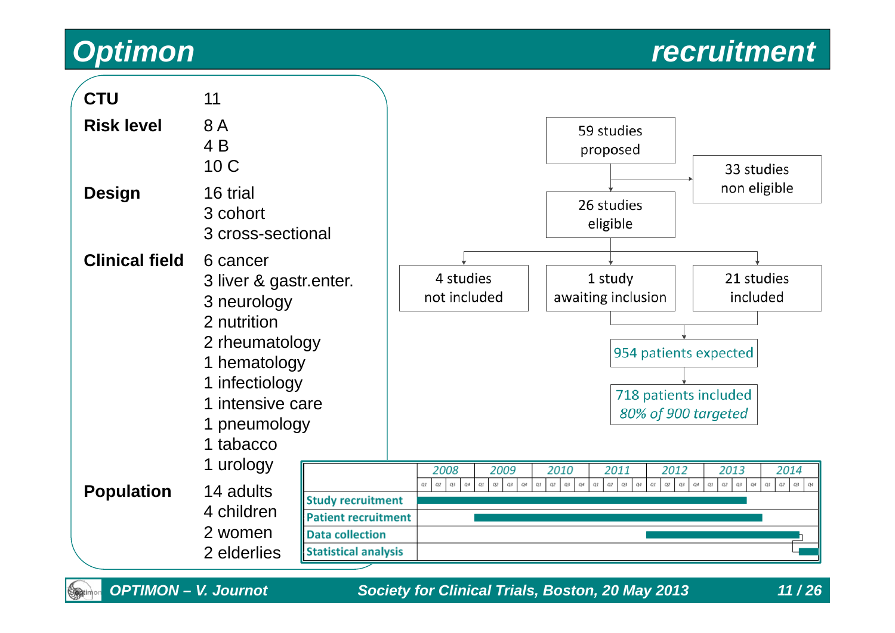# Optimon recruitment

| | |
|---|---|
| **CTU** | 11 |
| **Risk level** | 8 A<br>4 B<br>10 C |
| **Design** | 16 trial<br>3 cohort<br>3 cross-sectional |
| **Clinical field** | 6 cancer<br>3 liver & gastr.enter.<br>3 neurology<br>2 nutrition<br>2 rheumatology<br>1 hematology<br>1 infectiology<br>1 intensive care<br>1 pneumology<br>1 tabacco<br>1 urology |
| **Population** | 14 adults<br>4 children<br>2 women<br>2 elderlies |

59 studies proposed

33 studies non eligible

26 studies eligible

4 studies not included

1 study awaiting inclusion

21 studies included

954 patients expected

718 patients included
*80% of 900 targeted*

2008 2009 2010 2011 2012 2013 2014

Q1 Q2 Q3 Q4

Study recruitment

Patient recruitment

Data collection

Statistical analysis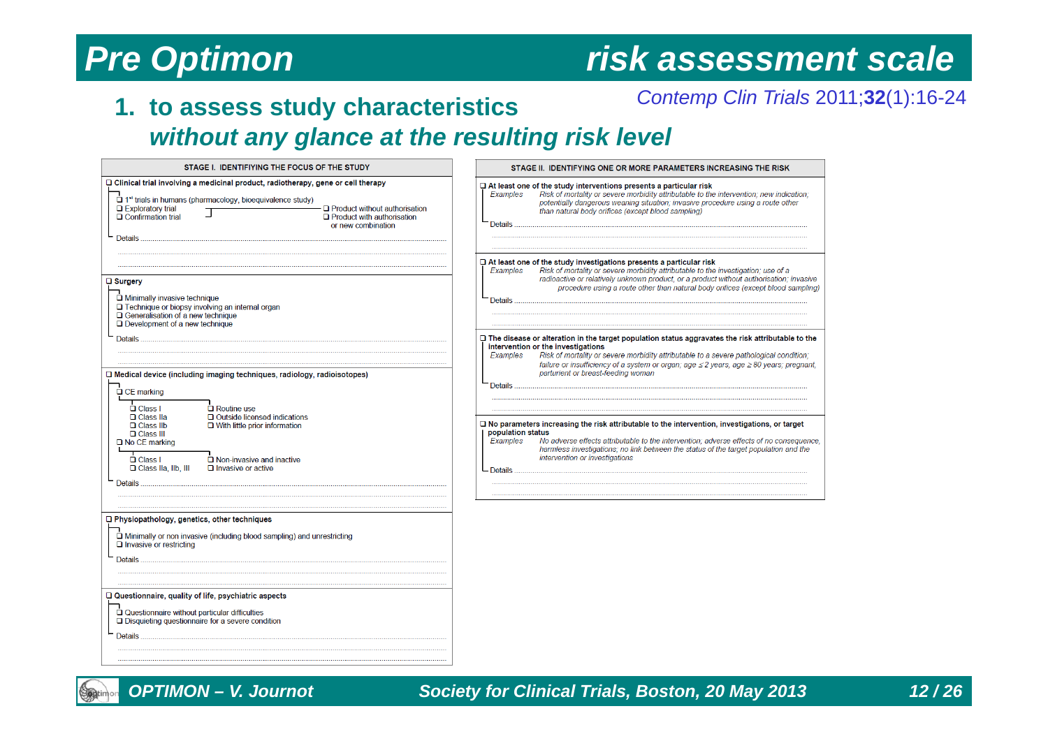# Pre Optimon risk assessment scale

*Contemp Clin Trials* 2011;**32**(1):16-24

## 1. to assess study characteristics *without any glance at the resulting risk level*

### STAGE I. IDENTIFIYING THE FOCUS OF THE STUDY

❑ **Clinical trial involving a medicinal product, radiotherapy, gene or cell therapy**

- ❑ 1st trials in humans (pharmacology, bioequivalence study)
- ❑ Exploratory trial
- ❑ Confirmation trial
  - ❑ Product without authorisation
  - ❑ Product with authorisation or new combination

Details ...

❑ **Surgery**

- ❑ Minimally invasive technique
- ❑ Technique or biopsy involving an internal organ
- ❑ Generalisation of a new technique
- ❑ Development of a new technique

Details ...

❑ **Medical device (including imaging techniques, radiology, radioisotopes)**

- ❑ CE marking
  - ❑ Class I
  - ❑ Class IIa
  - ❑ Class IIb
  - ❑ Class III
    - ❑ Routine use
    - ❑ Outside licensed indications
    - ❑ With little prior information
- ❑ No CE marking
  - ❑ Class I
  - ❑ Class IIa, IIb, III
    - ❑ Non-invasive and inactive
    - ❑ Invasive or active

Details ...

❑ **Physiopathology, genetics, other techniques**

- ❑ Minimally or non invasive (including blood sampling) and unrestricting
- ❑ Invasive or restricting

Details ...

❑ **Questionnaire, quality of life, psychiatric aspects**

- ❑ Questionnaire without particular difficulties
- ❑ Disquieting questionnaire for a severe condition

Details ...

### STAGE II. IDENTIFYING ONE OR MORE PARAMETERS INCREASING THE RISK

❑ **At least one of the study interventions presents a particular risk**

*Examples* *Risk of mortality or severe morbidity attributable to the intervention; new indication; potentially dangerous weaning situation; invasive procedure using a route other than natural body orifices (except blood sampling)*

Details ...

❑ **At least one of the study investigations presents a particular risk**

*Examples* *Risk of mortality or severe morbidity attributable to the investigation; use of a radioactive or relatively unknown product, or a product without authorisation; invasive procedure using a route other than natural body orifices (except blood sampling)*

Details ...

❑ **The disease or alteration in the target population status aggravates the risk attributable to the intervention or the investigations**

*Examples* *Risk of mortality or severe morbidity attributable to a severe pathological condition; failure or insufficiency of a system or organ; age ≤ 2 years, age ≥ 80 years; pregnant, parturient or breast-feeding woman*

Details ...

❑ **No parameters increasing the risk attributable to the intervention, investigations, or target population status**

*Examples* *No adverse effects attributable to the intervention; adverse effects of no consequence, harmless investigations; no link between the status of the target population and the intervention or investigations*

Details ...

OPTIMON – V. Journot    Society for Clinical Trials, Boston, 20 May 2013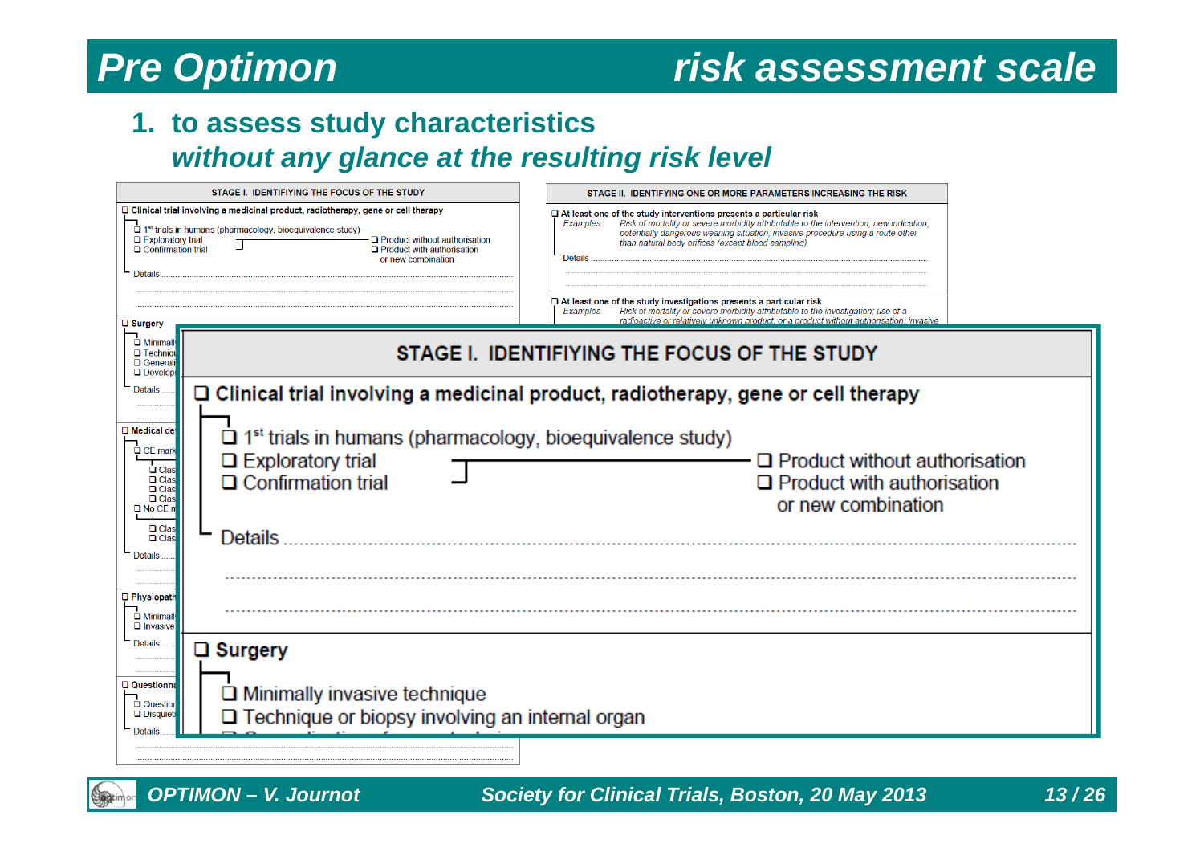# Pre Optimon — risk assessment scale

**1. to assess study characteristics**
***without any glance at the resulting risk level***

**STAGE I. IDENTIFIYING THE FOCUS OF THE STUDY**

❑ **Clinical trial involving a medicinal product, radiotherapy, gene or cell therapy**

- ❑ 1st trials in humans (pharmacology, bioequivalence study)
- ❑ Exploratory trial
- ❑ Confirmation trial
  - ❑ Product without authorisation
  - ❑ Product with authorisation or new combination
- Details ..........

❑ **Surgery**

- ❑ Minimally invasive technique
- ❑ Technique or biopsy involving an internal organ

❑ Medical de...

- ❑ CE mark...
- ❑ No CE m...
- Details ..........

❑ Physiopath...

- ❑ Minimall...
- ❑ Invasive...
- Details ..........

❑ Questionna...

- ❑ Question...
- ❑ Disquieti...
- Details ..........

**STAGE II. IDENTIFYING ONE OR MORE PARAMETERS INCREASING THE RISK**

❑ At least one of the study interventions presents a particular risk

*Examples* — *Risk of mortality or severe morbidity attributable to the intervention; new indication; potentially dangerous weaning situation; invasive procedure using a route other than natural body orifices (except blood sampling)*

Details ..........

❑ At least one of the study investigations presents a particular risk

*Examples* — *Risk of mortality or severe morbidity attributable to the investigation; use of a radioactive or relatively unknown product, or a product without authorisation; invasive ...*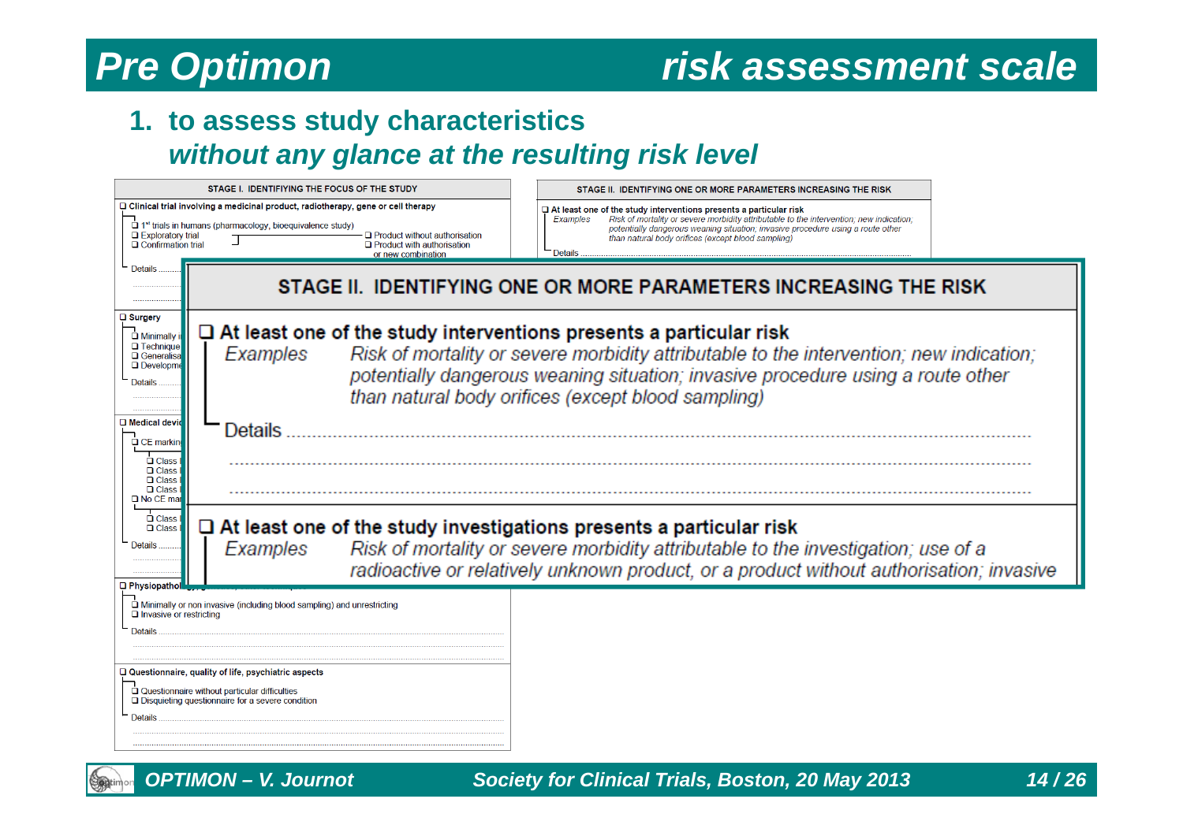# Pre Optimon — risk assessment scale

## 1. to assess study characteristics *without any glance at the resulting risk level*

**STAGE I. IDENTIFIYING THE FOCUS OF THE STUDY**

❑ Clinical trial involving a medicinal product, radiotherapy, gene or cell therapy

- ❑ 1[st] trials in humans (pharmacology, bioequivalence study)
- ❑ Exploratory trial
- ❑ Confirmation trial
  - ❑ Product without authorisation
  - ❑ Product with authorisation or new combination

Details ...

❑ Surgery

- ❑ Minimally i...
- ❑ Technique...
- ❑ Generalisa...
- ❑ Developme...

Details ...

❑ Medical devic...

- ❑ CE markin...
  - ❑ Class ...
  - ❑ Class ...
  - ❑ Class ...
  - ❑ Class ...
- ❑ No CE mar...
  - ❑ Class ...
  - ❑ Class ...

Details ...

❑ Physiopathol...

- ❑ Minimally or non invasive (including blood sampling) and unrestricting
- ❑ Invasive or restricting

Details ...

❑ Questionnaire, quality of life, psychiatric aspects

- ❑ Questionnaire without particular difficulties
- ❑ Disquieting questionnaire for a severe condition

Details ...

**STAGE II. IDENTIFYING ONE OR MORE PARAMETERS INCREASING THE RISK**

❑ At least one of the study interventions presents a particular risk

*Examples* — *Risk of mortality or severe morbidity attributable to the intervention; new indication; potentially dangerous weaning situation; invasive procedure using a route other than natural body orifices (except blood sampling)*

Details ...

❑ At least one of the study investigations presents a particular risk

*Examples* — *Risk of mortality or severe morbidity attributable to the investigation; use of a radioactive or relatively unknown product, or a product without authorisation; invasive*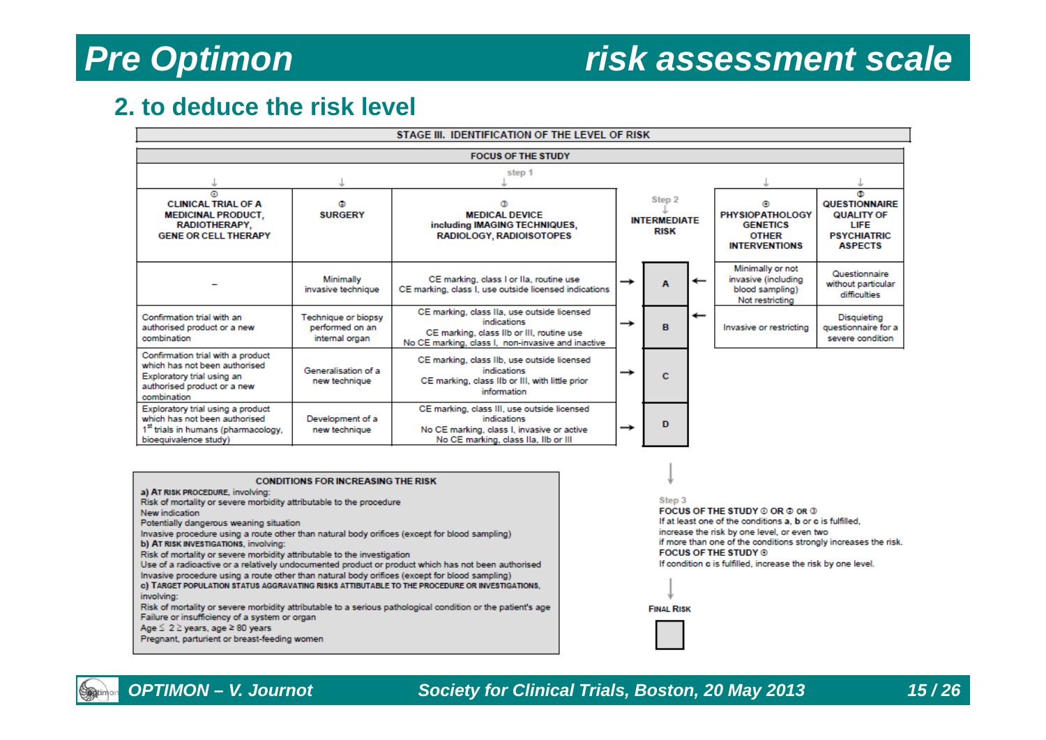# Pre Optimon risk assessment scale

## 2. to deduce the risk level

**STAGE III. IDENTIFICATION OF THE LEVEL OF RISK**

**FOCUS OF THE STUDY**

step 1

| ① CLINICAL TRIAL OF A MEDICINAL PRODUCT, RADIOTHERAPY, GENE OR CELL THERAPY | ② SURGERY | ③ MEDICAL DEVICE including IMAGING TECHNIQUES, RADIOLOGY, RADIOISOTOPES | Step 2 INTERMEDIATE RISK | ④ PHYSIOPATHOLOGY GENETICS OTHER INTERVENTIONS | ⑤ QUESTIONNAIRE QUALITY OF LIFE PSYCHIATRIC ASPECTS |
|---|---|---|---|---|---|
| – | Minimally invasive technique | CE marking, class I or IIa, routine use<br>CE marking, class I, use outside licensed indications | A | Minimally or not invasive (including blood sampling)<br>Not restricting | Questionnaire without particular difficulties |
| Confirmation trial with an authorised product or a new combination | Technique or biopsy performed on an internal organ | CE marking, class IIa, use outside licensed indications<br>CE marking, class IIb or III, routine use<br>No CE marking, class I, non-invasive and inactive | B | Invasive or restricting | Disquieting questionnaire for a severe condition |
| Confirmation trial with a product which has not been authorised<br>Exploratory trial using an authorised product or a new combination | Generalisation of a new technique | CE marking, class IIb, use outside licensed indications<br>CE marking, class IIb or III, with little prior information | C | | |
| Exploratory trial using a product which has not been authorised<br>1st trials in humans (pharmacology, bioequivalence study) | Development of a new technique | CE marking, class III, use outside licensed indications<br>No CE marking, class I, invasive or active<br>No CE marking, class IIa, IIb or III | D | | |

**CONDITIONS FOR INCREASING THE RISK**

**a) AT RISK PROCEDURE**, involving:
Risk of mortality or severe morbidity attributable to the procedure
New indication
Potentially dangerous weaning situation
Invasive procedure using a route other than natural body orifices (except for blood sampling)

**b) AT RISK INVESTIGATIONS**, involving:
Risk of mortality or severe morbidity attributable to the investigation
Use of a radioactive or a relatively undocumented product or product which has not been authorised
Invasive procedure using a route other than natural body orifices (except for blood sampling)

**c) TARGET POPULATION STATUS AGGRAVATING RISKS ATTRIBUTABLE TO THE PROCEDURE OR INVESTIGATIONS**, involving:
Risk of mortality or severe morbidity attributable to a serious pathological condition or the patient's age
Failure or insufficiency of a system or organ
Age ≤ 2 ≥ years, age ≥ 80 years
Pregnant, parturient or breast-feeding women

Step 3
**FOCUS OF THE STUDY ① OR ② OR ③**
If at least one of the conditions **a**, **b** or **c** is fulfilled,
increase the risk by one level, or even two
if more than one of the conditions strongly increases the risk.
**FOCUS OF THE STUDY ④**
If condition **c** is fulfilled, increase the risk by one level.

**FINAL RISK**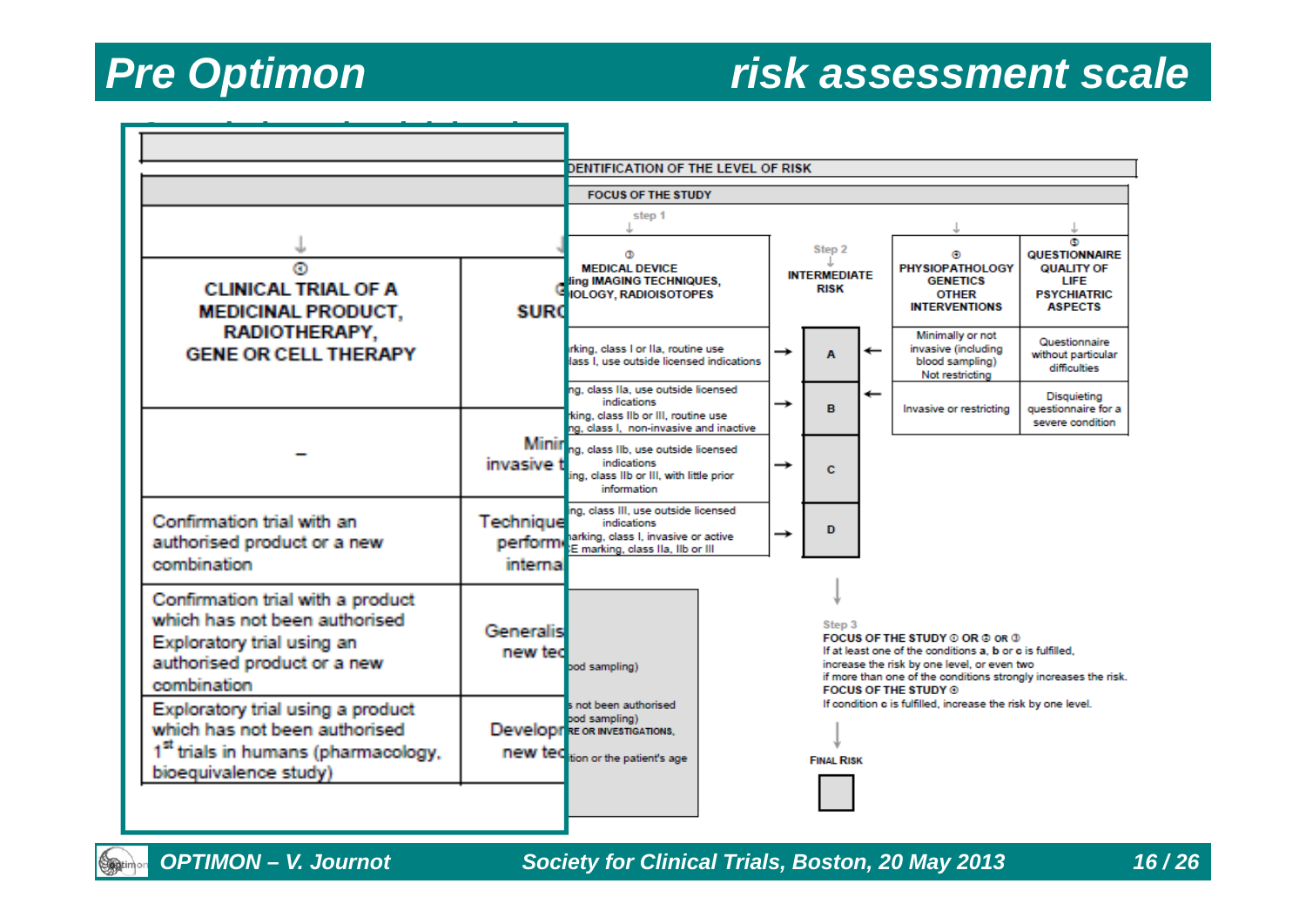# Pre Optimon — risk assessment scale

## IDENTIFICATION OF THE LEVEL OF RISK

### FOCUS OF THE STUDY

**Step 1**

| ① CLINICAL TRIAL OF A MEDICINAL PRODUCT, RADIOTHERAPY, GENE OR CELL THERAPY | SURG... |
|---|---|
| – | Minim... invasive t... |
| Confirmation trial with an authorised product or a new combination | Technique... perform... interna... |
| Confirmation trial with a product which has not been authorised; Exploratory trial using an authorised product or a new combination | Generalis... new tec... |
| Exploratory trial using a product which has not been authorised; 1st trials in humans (pharmacology, bioequivalence study) | Develop... new tec... |

| ③ MEDICAL DEVICE ...ding IMAGING TECHNIQUES, ...OLOGY, RADIOISOTOPES | | Step 2 INTERMEDIATE RISK | | ④ PHYSIOPATHOLOGY GENETICS OTHER INTERVENTIONS | ⑤ QUESTIONNAIRE QUALITY OF LIFE PSYCHIATRIC ASPECTS |
|---|---|---|---|---|---|
| ...rking, class I or IIa, routine use; ...lass I, use outside licensed indications | → | A | ← | Minimally or not invasive (including blood sampling) Not restricting | Questionnaire without particular difficulties |
| ...ng, class IIa, use outside licensed indications; ...king, class IIb or III, routine use; ...ng, class I, non-invasive and inactive | → | B | ← | Invasive or restricting | Disquieting questionnaire for a severe condition |
| ...ng, class IIb, use outside licensed indications; ...ing, class IIb or III, with little prior information | → | C | | | |
| ...ng, class III, use outside licensed indications; ...arking, class I, invasive or active; ...E marking, class IIa, IIb or III | → | D | | | |

...ood sampling)

...s not been authorised ...ood sampling) ...RE OR INVESTIGATIONS, ...tion or the patient's age

**Step 3**

**FOCUS OF THE STUDY ① OR ② OR ③**

If at least one of the conditions **a**, **b** or **c** is fulfilled, increase the risk by one level, or even two if more than one of the conditions strongly increases the risk.

**FOCUS OF THE STUDY ④**

If condition **c** is fulfilled, increase the risk by one level.

**FINAL RISK**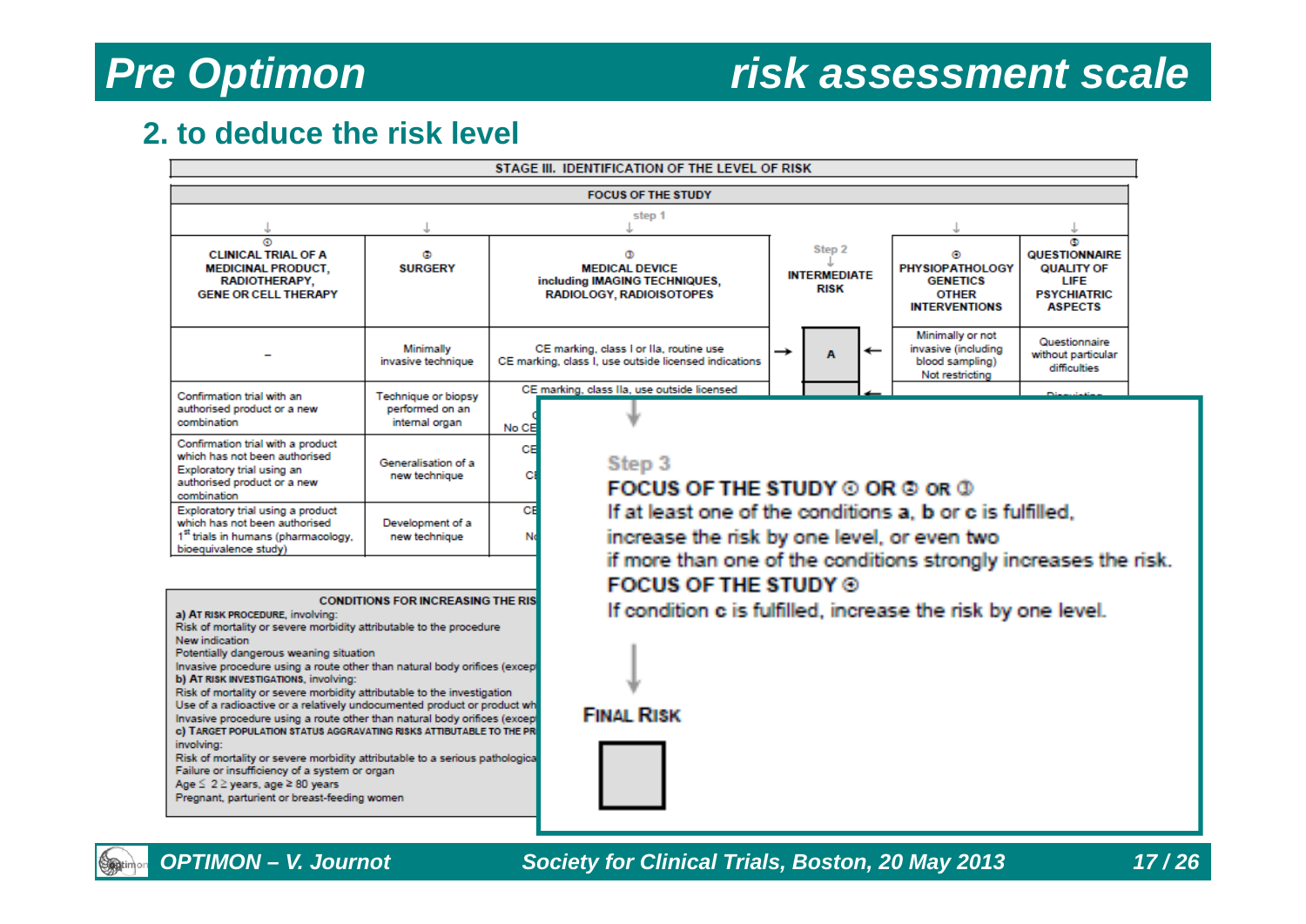# Pre Optimon — risk assessment scale

## 2. to deduce the risk level

**STAGE III. IDENTIFICATION OF THE LEVEL OF RISK**

**FOCUS OF THE STUDY**

step 1

| ① CLINICAL TRIAL OF A MEDICINAL PRODUCT, RADIOTHERAPY, GENE OR CELL THERAPY | ② SURGERY | ③ MEDICAL DEVICE including IMAGING TECHNIQUES, RADIOLOGY, RADIOISOTOPES | Step 2 INTERMEDIATE RISK | ④ PHYSIOPATHOLOGY GENETICS OTHER INTERVENTIONS | ⑤ QUESTIONNAIRE QUALITY OF LIFE PSYCHIATRIC ASPECTS |
|---|---|---|---|---|---|
| – | Minimally invasive technique | CE marking, class I or IIa, routine use; CE marking, class I, use outside licensed indications | A | Minimally or not invasive (including blood sampling) Not restricting | Questionnaire without particular difficulties |
| Confirmation trial with an authorised product or a new combination | Technique or biopsy performed on an internal organ | CE marking, class IIa, use outside licensed … No CE … | | | Disquieting… |
| Confirmation trial with a product which has not been authorised; Exploratory trial using an authorised product or a new combination | Generalisation of a new technique | CE… C… | | | |
| Exploratory trial using a product which has not been authorised; 1st trials in humans (pharmacology, bioequivalence study) | Development of a new technique | CE… N… | | | |

**CONDITIONS FOR INCREASING THE RIS…**

**a) AT RISK PROCEDURE**, involving:
Risk of mortality or severe morbidity attributable to the procedure
New indication
Potentially dangerous weaning situation
Invasive procedure using a route other than natural body orifices (excep…

**b) AT RISK INVESTIGATIONS**, involving:
Risk of mortality or severe morbidity attributable to the investigation
Use of a radioactive or a relatively undocumented product or product wh…
Invasive procedure using a route other than natural body orifices (excep…

**c) TARGET POPULATION STATUS AGGRAVATING RISKS ATTRIBUTABLE TO THE PR…** involving:
Risk of mortality or severe morbidity attributable to a serious pathologica…
Failure or insufficiency of a system or organ
Age ≤ 2 ≥ years, age ≥ 80 years
Pregnant, parturient or breast-feeding women

**Step 3**

**FOCUS OF THE STUDY ① OR ② OR ③**

If at least one of the conditions **a**, **b** or **c** is fulfilled, increase the risk by one level, or even two if more than one of the conditions strongly increases the risk.

**FOCUS OF THE STUDY ④**

If condition **c** is fulfilled, increase the risk by one level.

**FINAL RISK**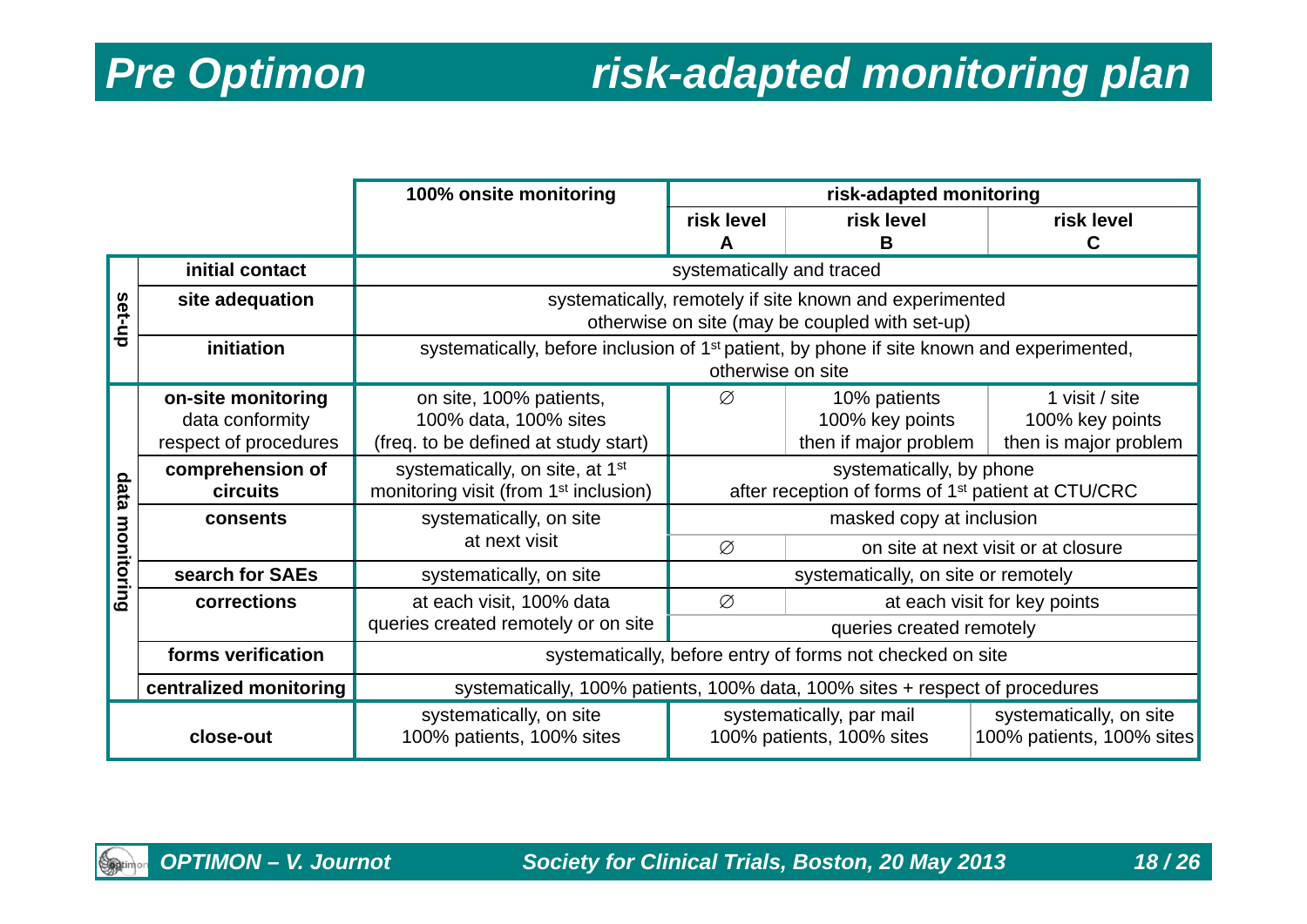# Pre Optimon — risk-adapted monitoring plan

| | | 100% onsite monitoring | risk-adapted monitoring | | |
|---|---|---|---|---|---|
| | | | risk level A | risk level B | risk level C |
| set-up | initial contact | systematically and traced | | | |
| | site adequation | systematically, remotely if site known and experimented otherwise on site (may be coupled with set-up) | | | |
| | initiation | systematically, before inclusion of 1st patient, by phone if site known and experimented, otherwise on site | | | |
| data monitoring | **on-site monitoring** data conformity respect of procedures | on site, 100% patients, 100% data, 100% sites (freq. to be defined at study start) | ∅ | 10% patients 100% key points then if major problem | 1 visit / site 100% key points then is major problem |
| | **comprehension of circuits** | systematically, on site, at 1st monitoring visit (from 1st inclusion) | systematically, by phone after reception of forms of 1st patient at CTU/CRC | | |
| | **consents** | systematically, on site at next visit | masked copy at inclusion | | |
| | | | ∅ | on site at next visit or at closure | |
| | **search for SAEs** | systematically, on site | systematically, on site or remotely | | |
| | **corrections** | at each visit, 100% data queries created remotely or on site | ∅ | at each visit for key points | |
| | | | queries created remotely | | |
| | **forms verification** | systematically, before entry of forms not checked on site | | | |
| | **centralized monitoring** | systematically, 100% patients, 100% data, 100% sites + respect of procedures | | | |
| **close-out** | | systematically, on site 100% patients, 100% sites | systematically, par mail 100% patients, 100% sites | | systematically, on site 100% patients, 100% sites |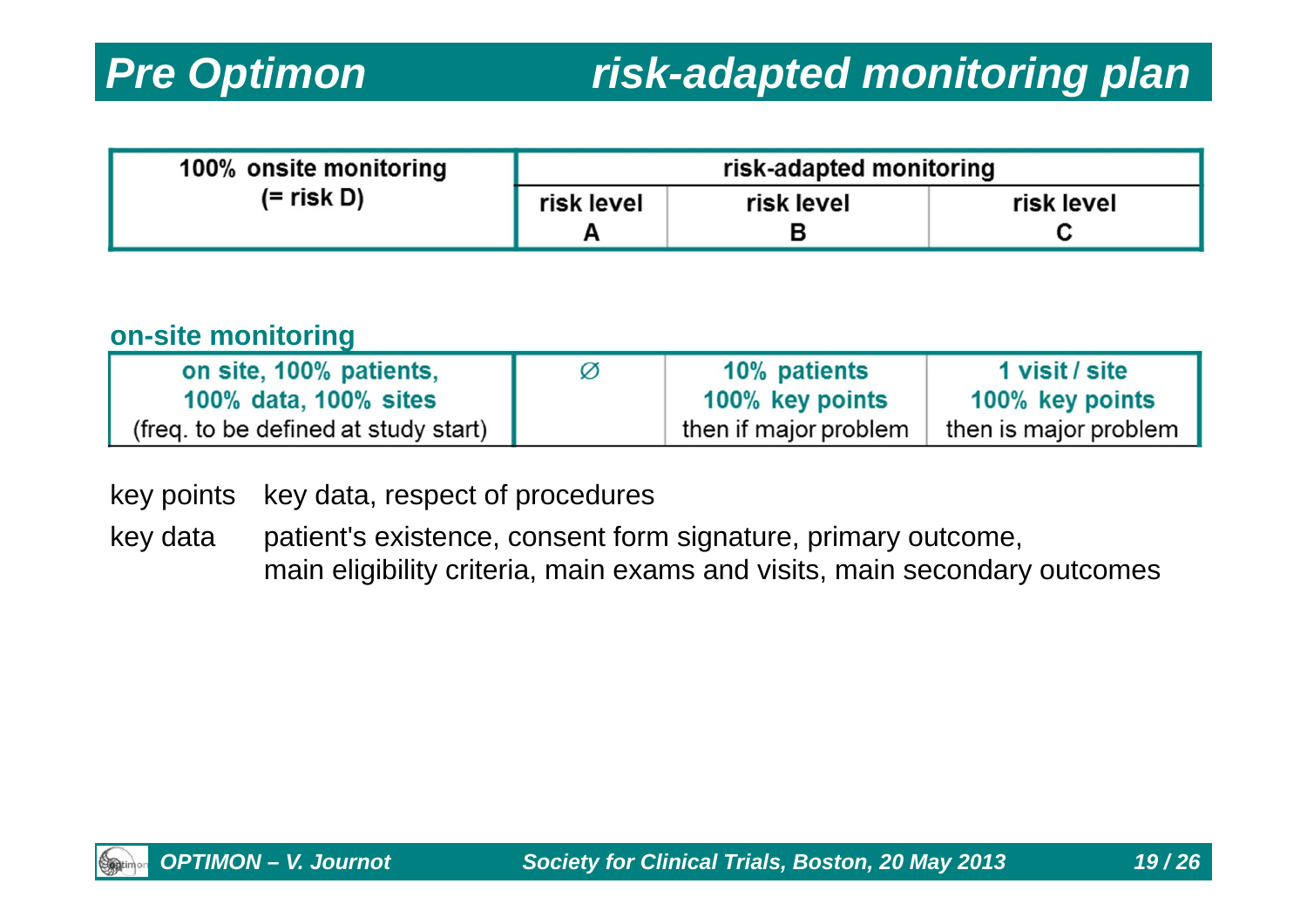# Pre Optimon — risk-adapted monitoring plan

| 100% onsite monitoring (= risk D) | risk-adapted monitoring | | |
|---|---|---|---|
| | risk level A | risk level B | risk level C |

**on-site monitoring**

| | | | |
|---|---|---|---|
| on site, 100% patients, 100% data, 100% sites (freq. to be defined at study start) | ∅ | 10% patients 100% key points then if major problem | 1 visit / site 100% key points then is major problem |

key points — key data, respect of procedures

key data — patient's existence, consent form signature, primary outcome, main eligibility criteria, main exams and visits, main secondary outcomes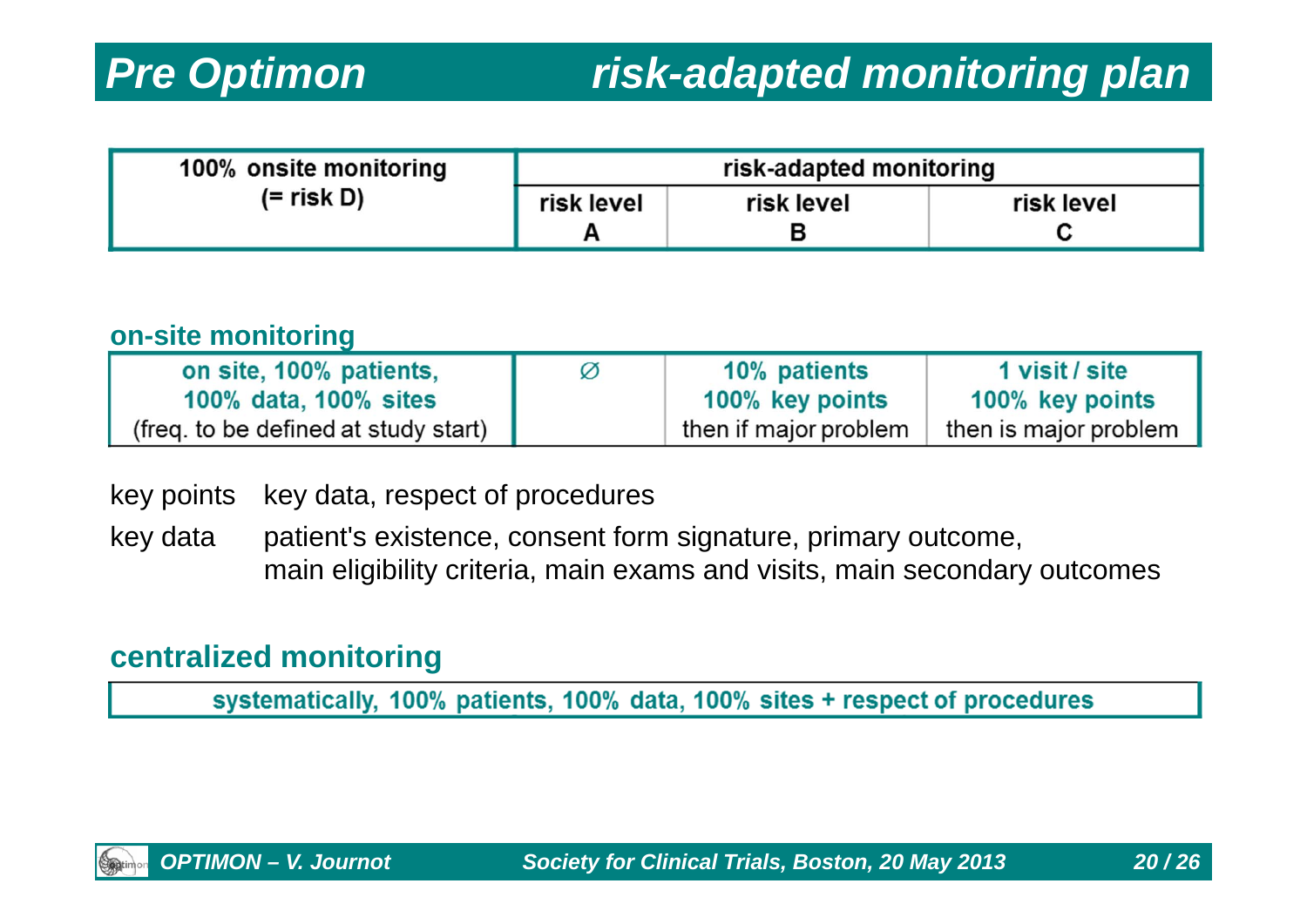# Pre Optimon risk-adapted monitoring plan

| 100% onsite monitoring (= risk D) | risk-adapted monitoring | | |
|---|---|---|---|
| | risk level A | risk level B | risk level C |

**on-site monitoring**

| | | | |
|---|---|---|---|
| on site, 100% patients, 100% data, 100% sites (freq. to be defined at study start) | ∅ | 10% patients 100% key points then if major problem | 1 visit / site 100% key points then is major problem |

key points — key data, respect of procedures

key data — patient's existence, consent form signature, primary outcome, main eligibility criteria, main exams and visits, main secondary outcomes

## centralized monitoring

| |
|---|
| systematically, 100% patients, 100% data, 100% sites + respect of procedures |

OPTIMON – V. Journot — Society for Clinical Trials, Boston, 20 May 2013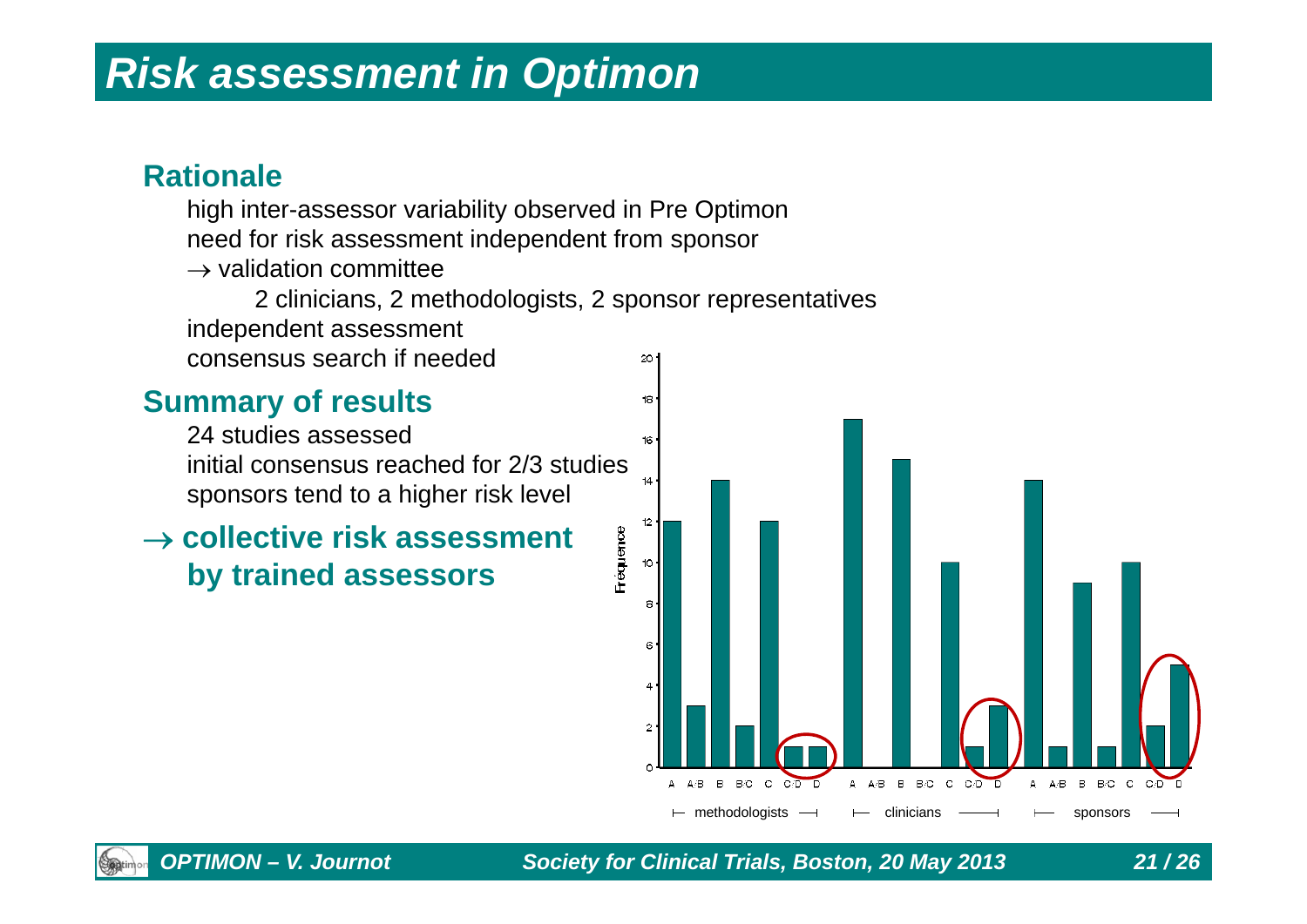# Risk assessment in Optimon

## Rationale

high inter-assessor variability observed in Pre Optimon

need for risk assessment independent from sponsor

→ validation committee

2 clinicians, 2 methodologists, 2 sponsor representatives

independent assessment

consensus search if needed

## Summary of results

24 studies assessed

initial consensus reached for 2/3 studies

sponsors tend to a higher risk level

**→ collective risk assessment by trained assessors**

Fréquence

20
18
16
14
12
10
8
6
4
2
0

A A·B B B·C C C·D D A A·B B B·C C C·D D A A·B B B·C C C·D D

methodologists clinicians sponsors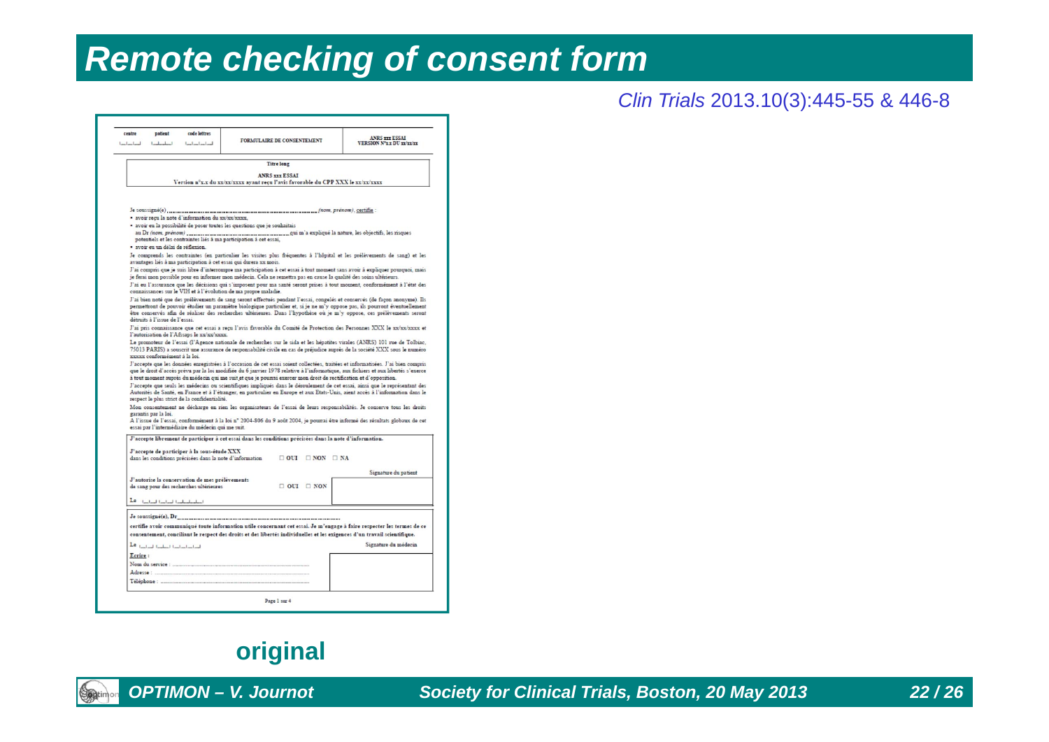# Remote checking of consent form

*Clin Trials* 2013.10(3):445-55 & 446-8

| centre | patient | code lettres | FORMULAIRE DE CONSENTEMENT | ANRS xxx ESSAI VERSION N°x.x DU xx/xx/xx |
|---|---|---|---|---|

**Titre long**

**ANRS xxx ESSAI**

**Version n°x.x du xx/xx/xxxx ayant reçu l'avis favorable du CPP XXX le xx/xx/xxxx**

Je soussigné(e) .......................................................... *(nom, prénom)*, certifie :

- avoir reçu la note d'information du xx/xx/xxxx,
- avoir eu la possibilité de poser toutes les questions que je souhaitais au Dr *(nom, prénom)* .......................................... qui m'a expliqué la nature, les objectifs, les risques potentiels et les contraintes liés à ma participation à cet essai,
- avoir eu un délai de réflexion.

Je comprends les contraintes (en particulier les visites plus fréquentes à l'hôpital et les prélèvements de sang) et les avantages liés à ma participation à cet essai qui durera xx mois.

J'ai compris que je suis libre d'interrompre ma participation à cet essai à tout moment sans avoir à expliquer pourquoi, mais je ferai mon possible pour en informer mon médecin. Cela ne remettra pas en cause la qualité des soins ultérieurs.

J'ai eu l'assurance que les décisions qui s'imposent pour ma santé seront prises à tout moment, conformément à l'état des connaissances sur le VIH et à l'évolution de ma propre maladie.

J'ai bien noté que des prélèvements de sang seront effectués pendant l'essai, congelés et conservés (de façon anonyme). Ils permettront de pouvoir étudier un paramètre biologique particulier et, si je ne m'y oppose pas, ils pourront éventuellement être conservés afin de réaliser des recherches ultérieures. Dans l'hypothèse où je m'y oppose, ces prélèvements seront détruits à l'issue de l'essai.

J'ai pris connaissance que cet essai a reçu l'avis favorable du Comité de Protection des Personnes XXX le xx/xx/xxxx et l'autorisation de l'Afssaps le xx/xx/xxxx.

Le promoteur de l'essai (l'Agence nationale de recherches sur le sida et les hépatites virales (ANRS) 101 rue de Tolbiac, 75013 PARIS) a souscrit une assurance de responsabilité civile en cas de préjudice auprès de la société XXX sous le numéro xxxxx conformément à la loi.

J'accepte que les données enregistrées à l'occasion de cet essai soient collectées, traitées et informatisées. J'ai bien compris que le droit d'accès prévu par la loi modifiée du 6 janvier 1978 relative à l'informatique, aux fichiers et aux libertés s'exerce **à tout moment auprès du médecin qui me suit et que je pourrai exercer mon droit de rectification et d'opposition.**

J'accepte que seuls les médecins ou scientifiques impliqués dans le déroulement de cet essai, ainsi que le représentant des Autorités de Santé, en France et à l'étranger, en particulier en Europe et aux Etats-Unis, aient accès à l'information dans le respect le plus strict de la confidentialité.

Mon consentement ne décharge en rien les organisateurs de l'essai de leurs responsabilités. Je conserve tous les droits garantis par la loi.

A l'issue de l'essai, conformément à la loi n° 2004-806 du 9 août 2004, je pourrai être informé des résultats globaux de cet essai par l'intermédiaire du médecin qui me suit.

**J'accepte librement de participer à cet essai dans les conditions précisées dans la note d'information.**

**J'accepte de participer à la sous-étude XXX** dans les conditions précisées dans la note d'information ☐ OUI ☐ NON ☐ NA

Signature du patient

**J'autorise la conservation de mes prélèvements** de sang pour des recherches ultérieures ☐ OUI ☐ NON

Le

**Je soussigné(e), Dr** ..........................................................

**certifie avoir communiqué toute information utile concernant cet essai. Je m'engage à faire respecter les termes de ce consentement, conciliant le respect des droits et des libertés individuelles et les exigences d'un travail scientifique.**

Le

Signature du médecin

Ecrire :

Nom du service : ..........................................

Adresse : ..........................................

Téléphone : ..........................................

Page 1 sur 4

**original**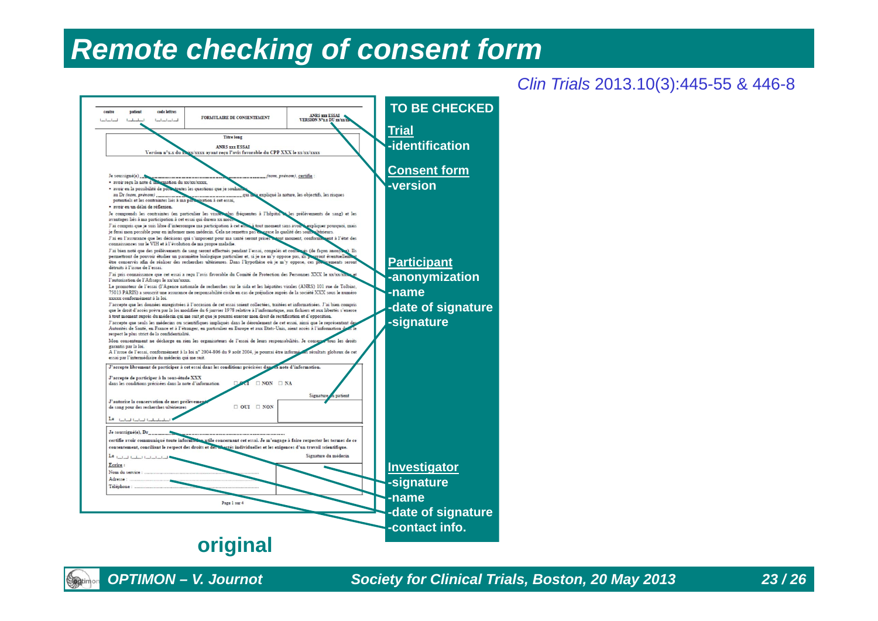# Remote checking of consent form

*Clin Trials* 2013.10(3):445-55 & 446-8

| centre | patient | code lettres | FORMULAIRE DE CONSENTEMENT | ANRS xxx ESSAI VERSION N°x.x DU xx/xx/xx |
|---|---|---|---|---|

Titre long

ANRS xxx ESSAI

Version n°x.x du xx/xx/xxxx ayant reçu l'avis favorable du CPP XXX le xx/xx/xxxx

Je soussigné(e) ........................................................ (nom, prénom), certifie :

- avoir reçu la note d'information du xx/xx/xxxx,
- avoir eu la possibilité de poser toutes les questions que je souhaitais au Dr (nom, prénom) ........................................ qui m'a expliqué la nature, les objectifs, les risques potentiels et les contraintes liés à ma participation à cet essai,
- avoir eu un délai de réflexion.

Je comprends les contraintes (en particulier les visites plus fréquentes à l'hôpital et les prélèvements de sang) et les avantages liés à ma participation à cet essai qui durera xx mois.

J'ai compris que je suis libre d'interrompre ma participation à cet essai à tout moment sans avoir à expliquer pourquoi, mais je ferai mon possible pour en informer mon médecin. Cela ne remettra pas en cause la qualité des soins ultérieurs.

J'ai eu l'assurance que les décisions qui s'imposent pour ma santé seront prises à tout moment, conformément à l'état des connaissances sur le VIH et à l'évolution de ma propre maladie.

J'ai bien noté que des prélèvements de sang seront effectués pendant l'essai, congelés et conservés (de façon anonyme). Ils permettront de pouvoir étudier un paramètre biologique particulier et, si je ne m'y oppose pas, ils pourront éventuellement être conservés afin de réaliser des recherches ultérieures. Dans l'hypothèse où je m'y oppose, ces prélèvements seront détruits à l'issue de l'essai.

J'ai pris connaissance que cet essai a reçu l'avis favorable du Comité de Protection des Personnes XXX le xx/xx/xxxx et l'autorisation de l'Afssaps le xx/xx/xxxx.

Le promoteur de l'essai (l'Agence nationale de recherches sur le sida et les hépatites virales (ANRS) 101 rue de Tolbiac, 75013 PARIS) a souscrit une assurance de responsabilité civile en cas de préjudice auprès de la société XXX sous le numéro xxxxx conformément à la loi.

J'accepte que les données enregistrées à l'occasion de cet essai soient collectées, traitées et informatisées. J'ai bien compris que le droit d'accès prévu par la loi modifiée du 6 janvier 1978 relative à l'informatique, aux fichiers et aux libertés s'exerce à tout moment auprès du médecin qui me suit et que je pourrai exercer mon droit de rectification et d'opposition.

J'accepte que seuls les médecins ou scientifiques impliqués dans le déroulement de cet essai, ainsi que le représentant des Autorités de Santé, en France et à l'étranger, en particulier en Europe et aux Etats-Unis, aient accès à l'information dans le respect le plus strict de la confidentialité.

Mon consentement ne décharge en rien les organisateurs de l'essai de leurs responsabilités. Je conserve tous les droits garantis par la loi.

A l'issue de l'essai, conformément à la loi n° 2004-806 du 9 août 2004, je pourrai être informé des résultats globaux de cet essai par l'intermédiaire du médecin qui me suit.

**J'accepte librement de participer à cet essai dans les conditions précisées dans la note d'information.**

**J'accepte de participer à la sous-étude XXX** dans les conditions précisées dans la note d'information ☐ OUI ☐ NON ☐ NA

Signature du patient

**J'autorise la conservation de mes prélèvements** de sang pour des recherches ultérieures ☐ OUI ☐ NON

Le |_|_| |_|_| |_|_|_|_|

Je soussigné(e), Dr ........................................................

**certifie avoir communiqué toute information utile concernant cet essai. Je m'engage à faire respecter les termes de ce consentement, conciliant le respect des droits et des libertés individuelles et les exigences d'un travail scientifique.**

Le |_|_| |_|_| |_|_|_|_|

Signature du médecin

Ecrire :

Nom du service : ........................................

Adresse : ........................................

Téléphone : ........................................

Page 1 sur 4

**original**

**TO BE CHECKED**

**Trial**
- **identification**

**Consent form**
- **version**

**Participant**
- **anonymization**
- **name**
- **date of signature**
- **signature**

**Investigator**
- **signature**
- **name**
- **date of signature**
- **contact info.**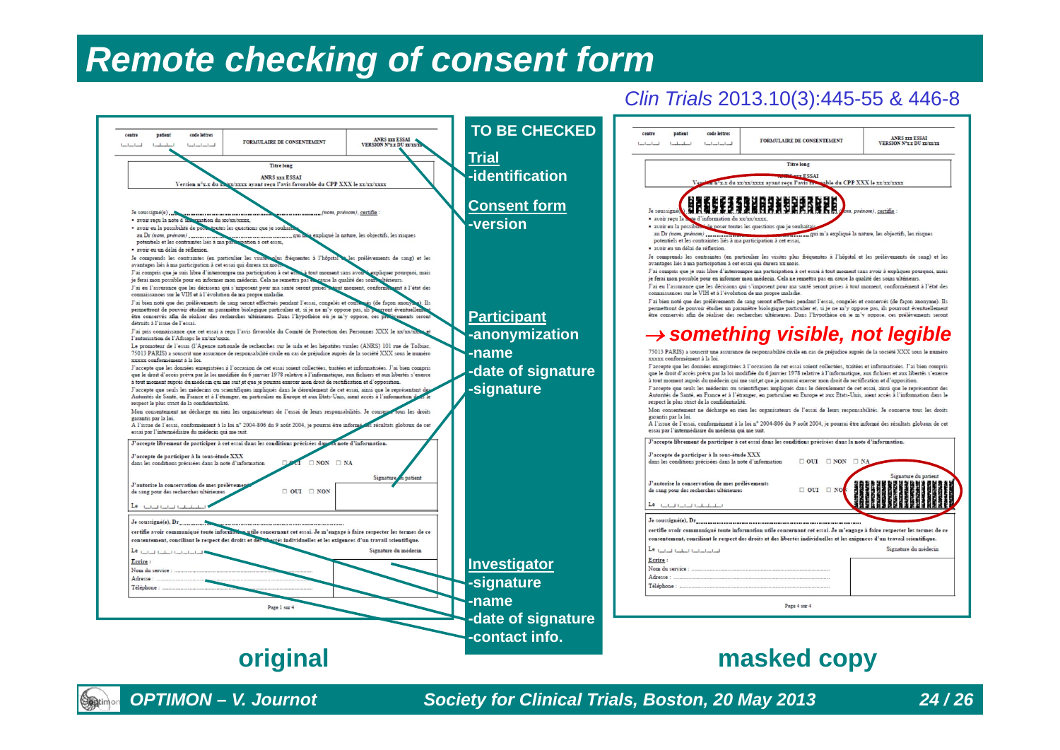# Remote checking of consent form

*Clin Trials* 2013.10(3):445-55 & 446-8

**TO BE CHECKED**

**Trial**
- identification

**Consent form**
- version

**Participant**
- anonymization
- name
- date of signature
- signature

**Investigator**
- signature
- name
- date of signature
- contact info.

→ *something visible, not legible*

**original**

**masked copy**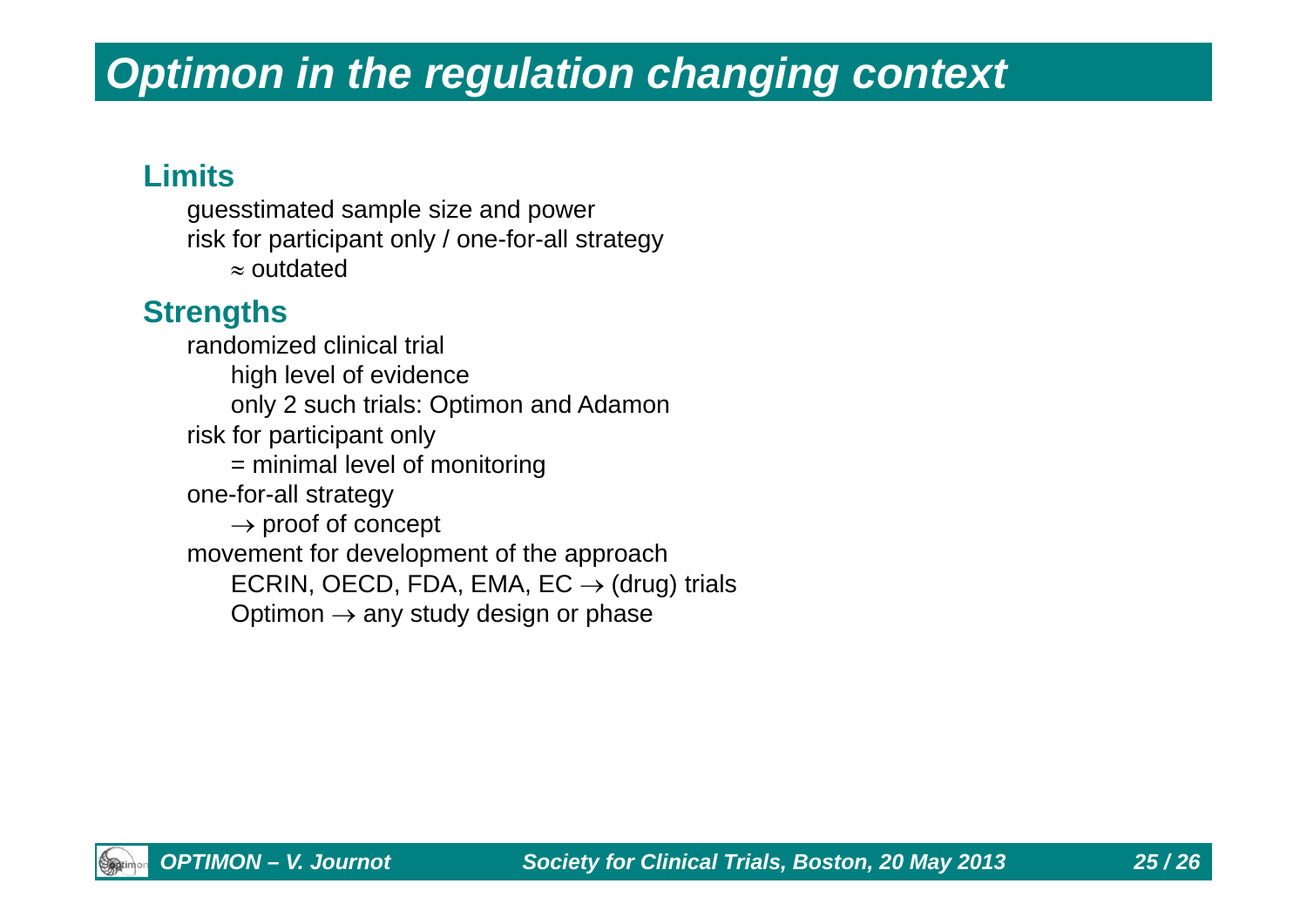# Optimon in the regulation changing context

## Limits

- guesstimated sample size and power
- risk for participant only / one-for-all strategy
  - ≈ outdated

## Strengths

- randomized clinical trial
  - high level of evidence
  - only 2 such trials: Optimon and Adamon
- risk for participant only
  - = minimal level of monitoring
- one-for-all strategy
  - → proof of concept
- movement for development of the approach
  - ECRIN, OECD, FDA, EMA, EC → (drug) trials
  - Optimon → any study design or phase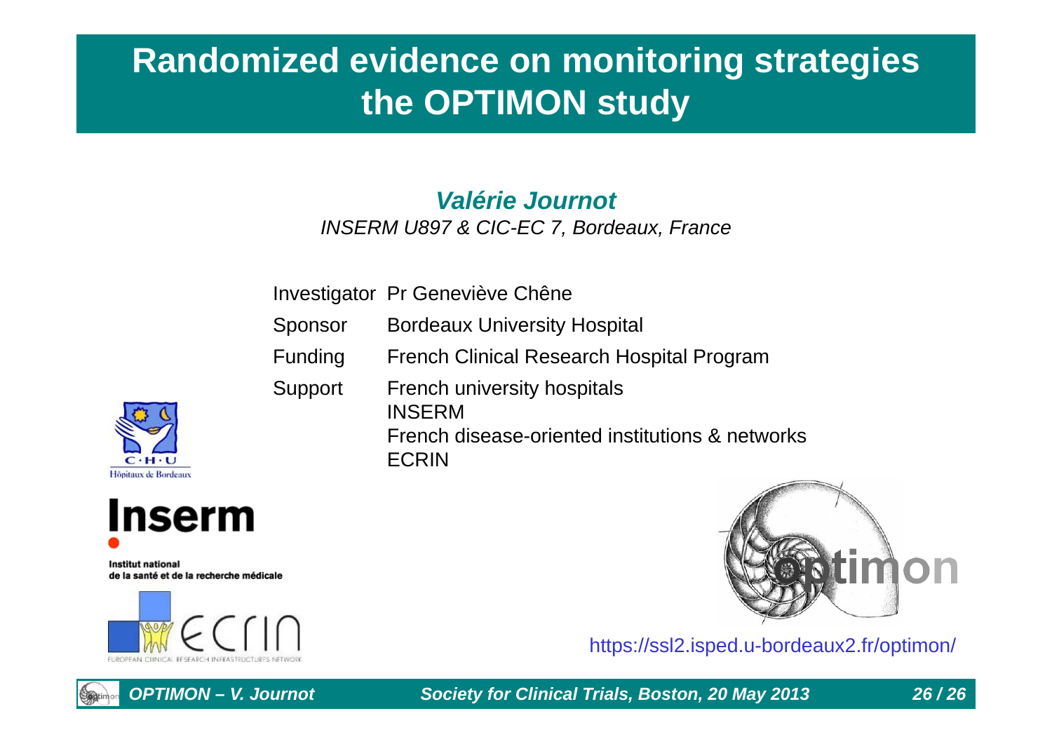# Randomized evidence on monitoring strategies the OPTIMON study

***Valérie Journot***

*INSERM U897 & CIC-EC 7, Bordeaux, France*

| | |
|---|---|
| Investigator | Pr Geneviève Chêne |
| Sponsor | Bordeaux University Hospital |
| Funding | French Clinical Research Hospital Program |
| Support | French university hospitals<br>INSERM<br>French disease-oriented institutions & networks<br>ECRIN |

https://ssl2.isped.u-bordeaux2.fr/optimon/